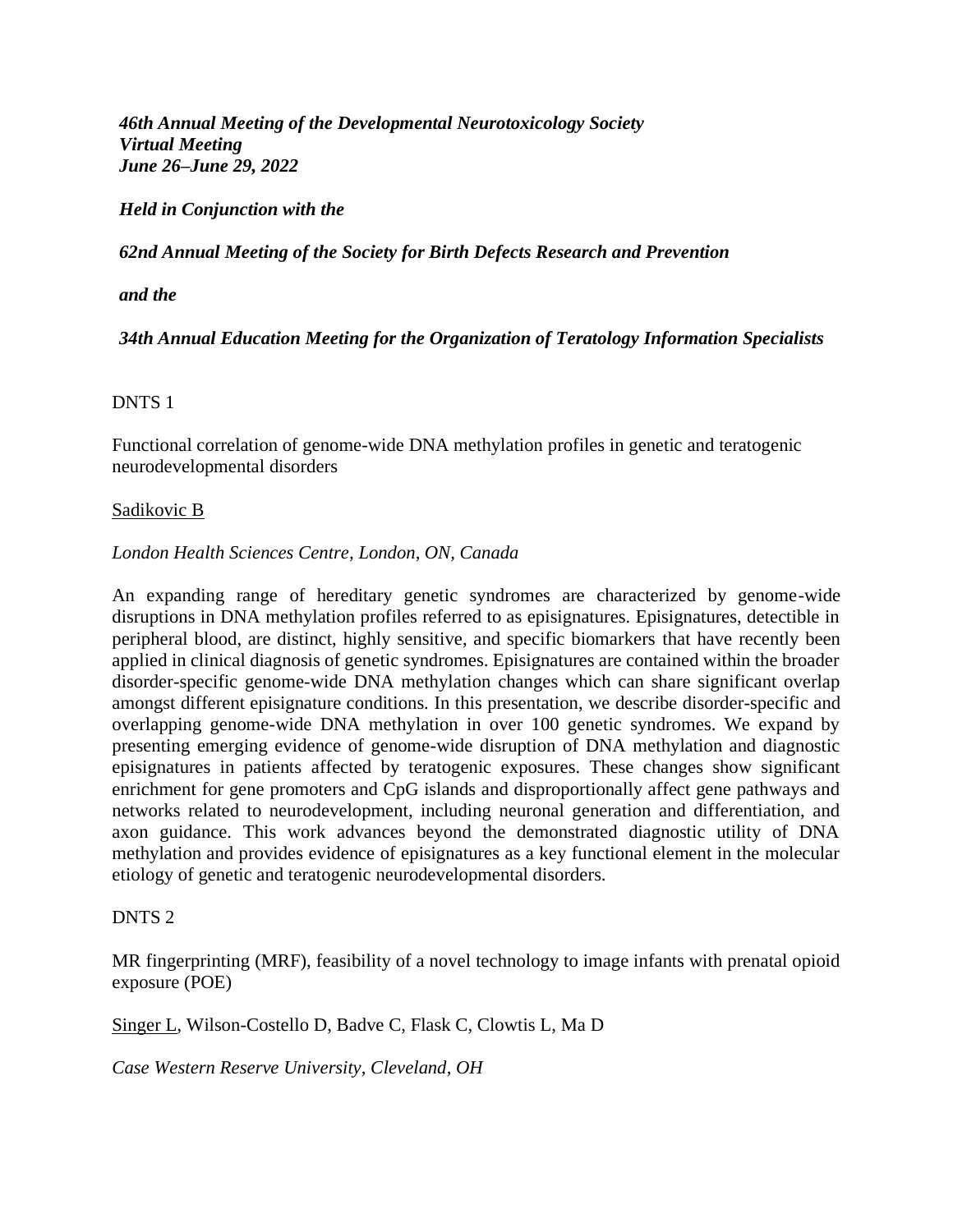***46th Annual Meeting of the Developmental Neurotoxicology Society***
***Virtual Meeting***
***June 26–June 29, 2022***

***Held in Conjunction with the***

***62nd Annual Meeting of the Society for Birth Defects Research and Prevention***

***and the***

***34th Annual Education Meeting for the Organization of Teratology Information Specialists***

DNTS 1

Functional correlation of genome-wide DNA methylation profiles in genetic and teratogenic neurodevelopmental disorders

Sadikovic B

*London Health Sciences Centre, London, ON, Canada*

An expanding range of hereditary genetic syndromes are characterized by genome-wide disruptions in DNA methylation profiles referred to as episignatures. Episignatures, detectible in peripheral blood, are distinct, highly sensitive, and specific biomarkers that have recently been applied in clinical diagnosis of genetic syndromes. Episignatures are contained within the broader disorder-specific genome-wide DNA methylation changes which can share significant overlap amongst different episignature conditions. In this presentation, we describe disorder-specific and overlapping genome-wide DNA methylation in over 100 genetic syndromes. We expand by presenting emerging evidence of genome-wide disruption of DNA methylation and diagnostic episignatures in patients affected by teratogenic exposures. These changes show significant enrichment for gene promoters and CpG islands and disproportionally affect gene pathways and networks related to neurodevelopment, including neuronal generation and differentiation, and axon guidance. This work advances beyond the demonstrated diagnostic utility of DNA methylation and provides evidence of episignatures as a key functional element in the molecular etiology of genetic and teratogenic neurodevelopmental disorders.

DNTS 2

MR fingerprinting (MRF), feasibility of a novel technology to image infants with prenatal opioid exposure (POE)

Singer L, Wilson-Costello D, Badve C, Flask C, Clowtis L, Ma D

*Case Western Reserve University, Cleveland, OH*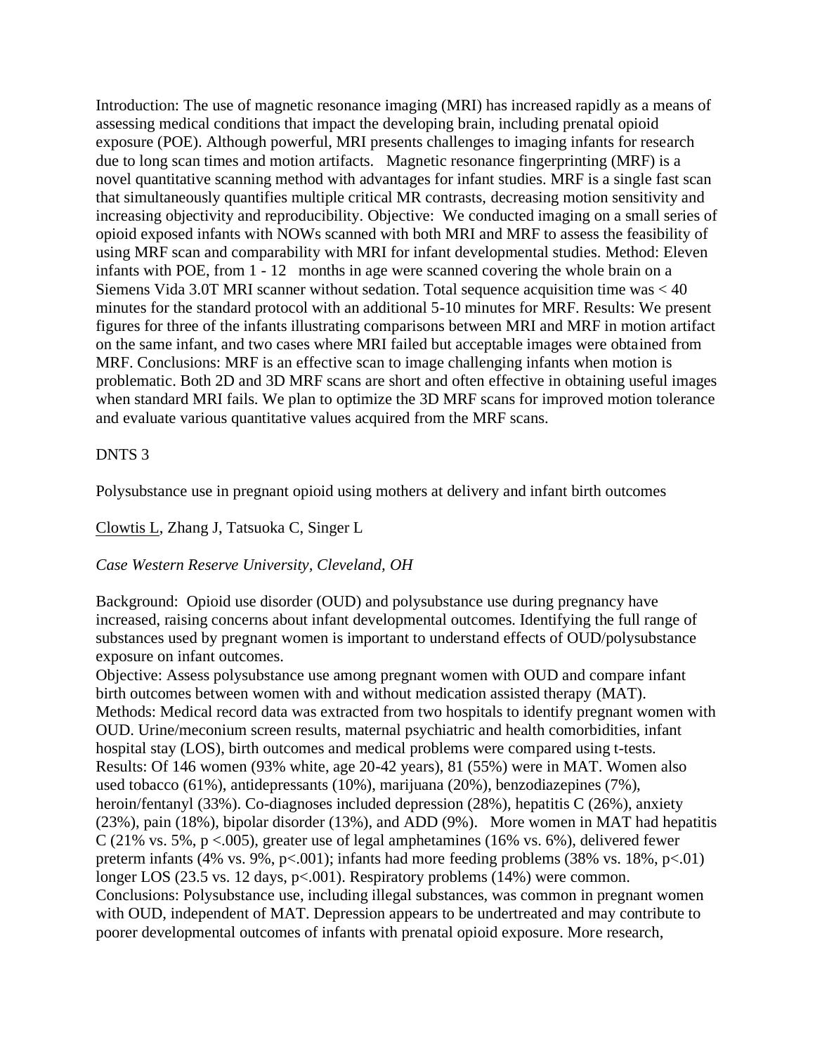Introduction: The use of magnetic resonance imaging (MRI) has increased rapidly as a means of assessing medical conditions that impact the developing brain, including prenatal opioid exposure (POE). Although powerful, MRI presents challenges to imaging infants for research due to long scan times and motion artifacts. Magnetic resonance fingerprinting (MRF) is a novel quantitative scanning method with advantages for infant studies. MRF is a single fast scan that simultaneously quantifies multiple critical MR contrasts, decreasing motion sensitivity and increasing objectivity and reproducibility. Objective: We conducted imaging on a small series of opioid exposed infants with NOWs scanned with both MRI and MRF to assess the feasibility of using MRF scan and comparability with MRI for infant developmental studies. Method: Eleven infants with POE, from 1 - 12 months in age were scanned covering the whole brain on a Siemens Vida 3.0T MRI scanner without sedation. Total sequence acquisition time was < 40 minutes for the standard protocol with an additional 5-10 minutes for MRF. Results: We present figures for three of the infants illustrating comparisons between MRI and MRF in motion artifact on the same infant, and two cases where MRI failed but acceptable images were obtained from MRF. Conclusions: MRF is an effective scan to image challenging infants when motion is problematic. Both 2D and 3D MRF scans are short and often effective in obtaining useful images when standard MRI fails. We plan to optimize the 3D MRF scans for improved motion tolerance and evaluate various quantitative values acquired from the MRF scans.

DNTS 3

Polysubstance use in pregnant opioid using mothers at delivery and infant birth outcomes

Clowtis L, Zhang J, Tatsuoka C, Singer L

*Case Western Reserve University, Cleveland, OH*

Background: Opioid use disorder (OUD) and polysubstance use during pregnancy have increased, raising concerns about infant developmental outcomes. Identifying the full range of substances used by pregnant women is important to understand effects of OUD/polysubstance exposure on infant outcomes.
Objective: Assess polysubstance use among pregnant women with OUD and compare infant birth outcomes between women with and without medication assisted therapy (MAT).
Methods: Medical record data was extracted from two hospitals to identify pregnant women with OUD. Urine/meconium screen results, maternal psychiatric and health comorbidities, infant hospital stay (LOS), birth outcomes and medical problems were compared using t-tests.
Results: Of 146 women (93% white, age 20-42 years), 81 (55%) were in MAT. Women also used tobacco (61%), antidepressants (10%), marijuana (20%), benzodiazepines (7%), heroin/fentanyl (33%). Co-diagnoses included depression (28%), hepatitis C (26%), anxiety (23%), pain (18%), bipolar disorder (13%), and ADD (9%). More women in MAT had hepatitis C (21% vs. 5%, $p < .005$), greater use of legal amphetamines (16% vs. 6%), delivered fewer preterm infants (4% vs. 9%, $p < .001$); infants had more feeding problems (38% vs. 18%, $p < .01$) longer LOS (23.5 vs. 12 days, $p < .001$). Respiratory problems (14%) were common.
Conclusions: Polysubstance use, including illegal substances, was common in pregnant women with OUD, independent of MAT. Depression appears to be undertreated and may contribute to poorer developmental outcomes of infants with prenatal opioid exposure. More research,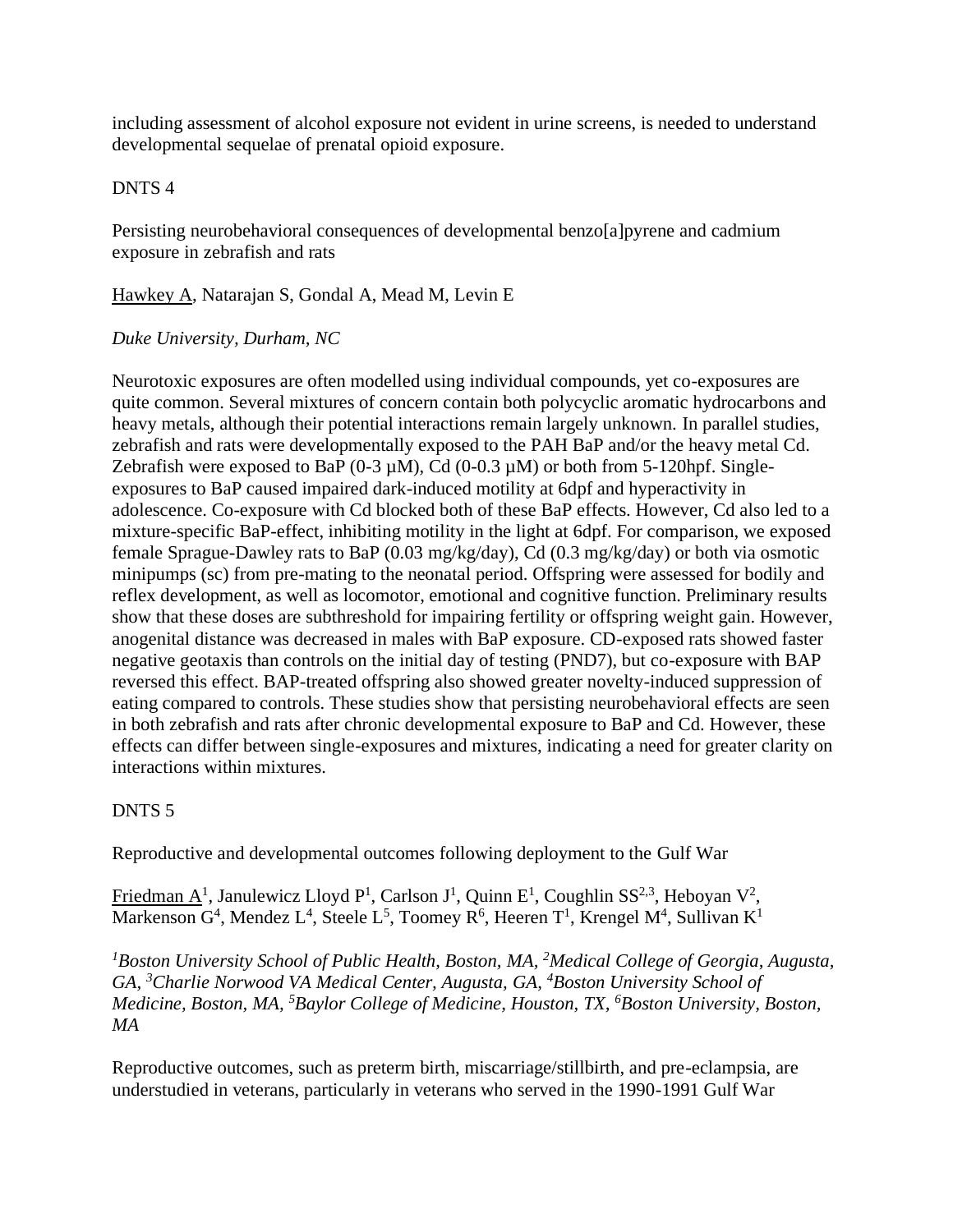including assessment of alcohol exposure not evident in urine screens, is needed to understand developmental sequelae of prenatal opioid exposure.

DNTS 4

Persisting neurobehavioral consequences of developmental benzo[a]pyrene and cadmium exposure in zebrafish and rats

<u>Hawkey A</u>, Natarajan S, Gondal A, Mead M, Levin E

*Duke University, Durham, NC*

Neurotoxic exposures are often modelled using individual compounds, yet co-exposures are quite common. Several mixtures of concern contain both polycyclic aromatic hydrocarbons and heavy metals, although their potential interactions remain largely unknown. In parallel studies, zebrafish and rats were developmentally exposed to the PAH BaP and/or the heavy metal Cd. Zebrafish were exposed to BaP (0-3 µM), Cd (0-0.3 µM) or both from 5-120hpf. Single-exposures to BaP caused impaired dark-induced motility at 6dpf and hyperactivity in adolescence. Co-exposure with Cd blocked both of these BaP effects. However, Cd also led to a mixture-specific BaP-effect, inhibiting motility in the light at 6dpf. For comparison, we exposed female Sprague-Dawley rats to BaP (0.03 mg/kg/day), Cd (0.3 mg/kg/day) or both via osmotic minipumps (sc) from pre-mating to the neonatal period. Offspring were assessed for bodily and reflex development, as well as locomotor, emotional and cognitive function. Preliminary results show that these doses are subthreshold for impairing fertility or offspring weight gain. However, anogenital distance was decreased in males with BaP exposure. CD-exposed rats showed faster negative geotaxis than controls on the initial day of testing (PND7), but co-exposure with BAP reversed this effect. BAP-treated offspring also showed greater novelty-induced suppression of eating compared to controls. These studies show that persisting neurobehavioral effects are seen in both zebrafish and rats after chronic developmental exposure to BaP and Cd. However, these effects can differ between single-exposures and mixtures, indicating a need for greater clarity on interactions within mixtures.

DNTS 5

Reproductive and developmental outcomes following deployment to the Gulf War

<u>Friedman A</u>[1], Janulewicz Lloyd P[1], Carlson J[1], Quinn E[1], Coughlin SS[2,3], Heboyan V[2], Markenson G[4], Mendez L[4], Steele L[5], Toomey R[6], Heeren T[1], Krengel M[4], Sullivan K[1]

*[1]Boston University School of Public Health, Boston, MA, [2]Medical College of Georgia, Augusta, GA, [3]Charlie Norwood VA Medical Center, Augusta, GA, [4]Boston University School of Medicine, Boston, MA, [5]Baylor College of Medicine, Houston, TX, [6]Boston University, Boston, MA*

Reproductive outcomes, such as preterm birth, miscarriage/stillbirth, and pre-eclampsia, are understudied in veterans, particularly in veterans who served in the 1990-1991 Gulf War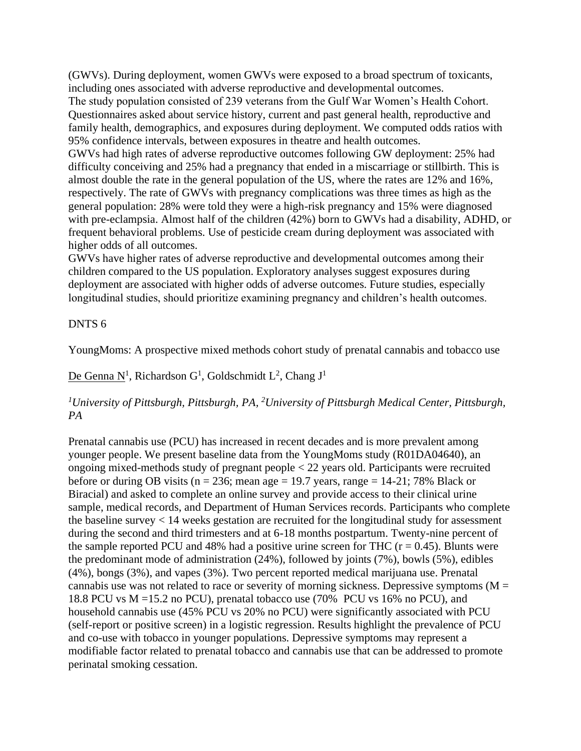(GWVs). During deployment, women GWVs were exposed to a broad spectrum of toxicants, including ones associated with adverse reproductive and developmental outcomes.
The study population consisted of 239 veterans from the Gulf War Women's Health Cohort. Questionnaires asked about service history, current and past general health, reproductive and family health, demographics, and exposures during deployment. We computed odds ratios with 95% confidence intervals, between exposures in theatre and health outcomes.
GWVs had high rates of adverse reproductive outcomes following GW deployment: 25% had difficulty conceiving and 25% had a pregnancy that ended in a miscarriage or stillbirth. This is almost double the rate in the general population of the US, where the rates are 12% and 16%, respectively. The rate of GWVs with pregnancy complications was three times as high as the general population: 28% were told they were a high-risk pregnancy and 15% were diagnosed with pre-eclampsia. Almost half of the children (42%) born to GWVs had a disability, ADHD, or frequent behavioral problems. Use of pesticide cream during deployment was associated with higher odds of all outcomes.
GWVs have higher rates of adverse reproductive and developmental outcomes among their children compared to the US population. Exploratory analyses suggest exposures during deployment are associated with higher odds of adverse outcomes. Future studies, especially longitudinal studies, should prioritize examining pregnancy and children's health outcomes.

DNTS 6

YoungMoms: A prospective mixed methods cohort study of prenatal cannabis and tobacco use

De Genna N[1], Richardson G[1], Goldschmidt L[2], Chang J[1]

*[1]University of Pittsburgh, Pittsburgh, PA, [2]University of Pittsburgh Medical Center, Pittsburgh, PA*

Prenatal cannabis use (PCU) has increased in recent decades and is more prevalent among younger people. We present baseline data from the YoungMoms study (R01DA04640), an ongoing mixed-methods study of pregnant people < 22 years old. Participants were recruited before or during OB visits (n = 236; mean age = 19.7 years, range = 14-21; 78% Black or Biracial) and asked to complete an online survey and provide access to their clinical urine sample, medical records, and Department of Human Services records. Participants who complete the baseline survey < 14 weeks gestation are recruited for the longitudinal study for assessment during the second and third trimesters and at 6-18 months postpartum. Twenty-nine percent of the sample reported PCU and 48% had a positive urine screen for THC ($r = 0.45$). Blunts were the predominant mode of administration (24%), followed by joints (7%), bowls (5%), edibles (4%), bongs (3%), and vapes (3%). Two percent reported medical marijuana use. Prenatal cannabis use was not related to race or severity of morning sickness. Depressive symptoms ($M = 18.8$ PCU vs $M = 15.2$ no PCU), prenatal tobacco use (70% PCU vs 16% no PCU), and household cannabis use (45% PCU vs 20% no PCU) were significantly associated with PCU (self-report or positive screen) in a logistic regression. Results highlight the prevalence of PCU and co-use with tobacco in younger populations. Depressive symptoms may represent a modifiable factor related to prenatal tobacco and cannabis use that can be addressed to promote perinatal smoking cessation.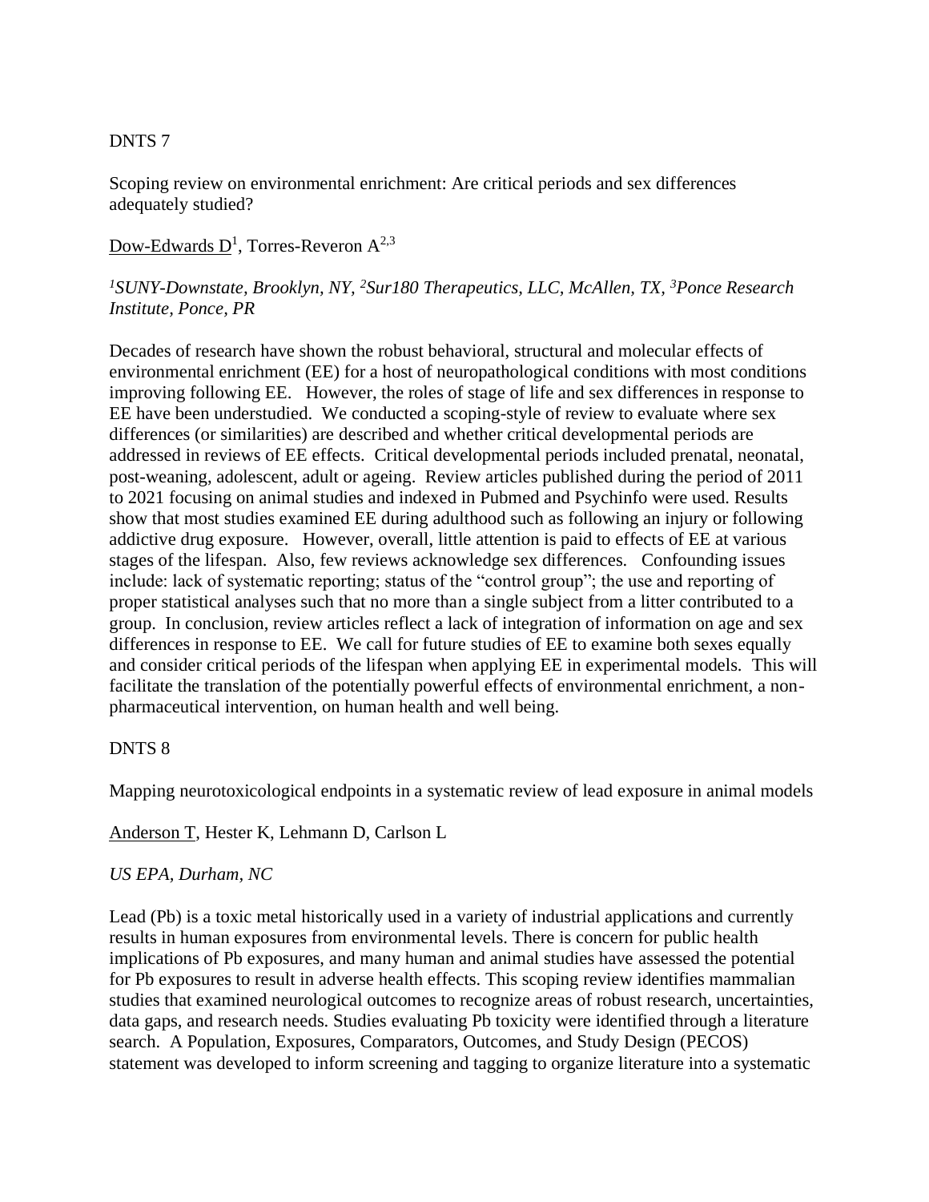DNTS 7

## Scoping review on environmental enrichment: Are critical periods and sex differences adequately studied?

<u>Dow-Edwards D</u>[1], Torres-Reveron A[2,3]

*[1]SUNY-Downstate, Brooklyn, NY, [2]Sur180 Therapeutics, LLC, McAllen, TX, [3]Ponce Research Institute, Ponce, PR*

Decades of research have shown the robust behavioral, structural and molecular effects of environmental enrichment (EE) for a host of neuropathological conditions with most conditions improving following EE. However, the roles of stage of life and sex differences in response to EE have been understudied. We conducted a scoping-style of review to evaluate where sex differences (or similarities) are described and whether critical developmental periods are addressed in reviews of EE effects. Critical developmental periods included prenatal, neonatal, post-weaning, adolescent, adult or ageing. Review articles published during the period of 2011 to 2021 focusing on animal studies and indexed in Pubmed and Psychinfo were used. Results show that most studies examined EE during adulthood such as following an injury or following addictive drug exposure. However, overall, little attention is paid to effects of EE at various stages of the lifespan. Also, few reviews acknowledge sex differences. Confounding issues include: lack of systematic reporting; status of the "control group"; the use and reporting of proper statistical analyses such that no more than a single subject from a litter contributed to a group. In conclusion, review articles reflect a lack of integration of information on age and sex differences in response to EE. We call for future studies of EE to examine both sexes equally and consider critical periods of the lifespan when applying EE in experimental models. This will facilitate the translation of the potentially powerful effects of environmental enrichment, a non-pharmaceutical intervention, on human health and well being.

DNTS 8

## Mapping neurotoxicological endpoints in a systematic review of lead exposure in animal models

<u>Anderson T</u>, Hester K, Lehmann D, Carlson L

*US EPA, Durham, NC*

Lead (Pb) is a toxic metal historically used in a variety of industrial applications and currently results in human exposures from environmental levels. There is concern for public health implications of Pb exposures, and many human and animal studies have assessed the potential for Pb exposures to result in adverse health effects. This scoping review identifies mammalian studies that examined neurological outcomes to recognize areas of robust research, uncertainties, data gaps, and research needs. Studies evaluating Pb toxicity were identified through a literature search. A Population, Exposures, Comparators, Outcomes, and Study Design (PECOS) statement was developed to inform screening and tagging to organize literature into a systematic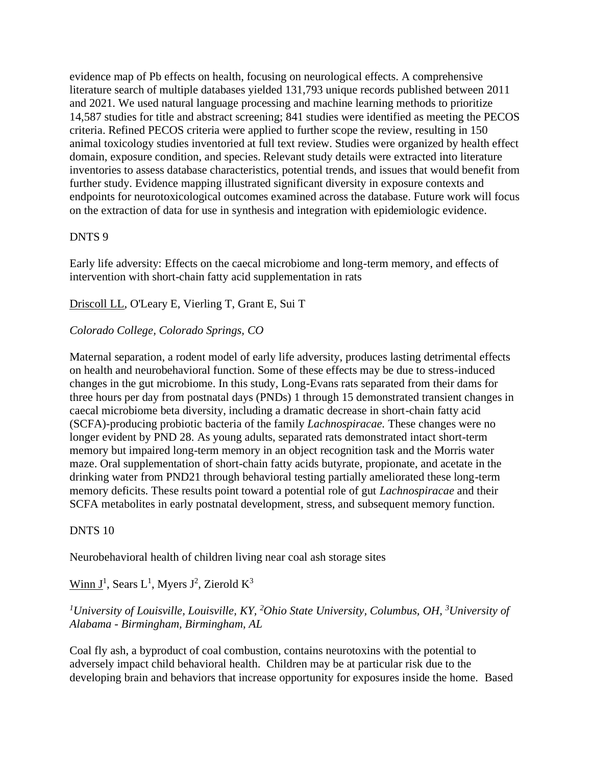evidence map of Pb effects on health, focusing on neurological effects. A comprehensive literature search of multiple databases yielded 131,793 unique records published between 2011 and 2021. We used natural language processing and machine learning methods to prioritize 14,587 studies for title and abstract screening; 841 studies were identified as meeting the PECOS criteria. Refined PECOS criteria were applied to further scope the review, resulting in 150 animal toxicology studies inventoried at full text review. Studies were organized by health effect domain, exposure condition, and species. Relevant study details were extracted into literature inventories to assess database characteristics, potential trends, and issues that would benefit from further study. Evidence mapping illustrated significant diversity in exposure contexts and endpoints for neurotoxicological outcomes examined across the database. Future work will focus on the extraction of data for use in synthesis and integration with epidemiologic evidence.

DNTS 9

Early life adversity: Effects on the caecal microbiome and long-term memory, and effects of intervention with short-chain fatty acid supplementation in rats

<u>Driscoll LL</u>, O'Leary E, Vierling T, Grant E, Sui T

*Colorado College, Colorado Springs, CO*

Maternal separation, a rodent model of early life adversity, produces lasting detrimental effects on health and neurobehavioral function. Some of these effects may be due to stress-induced changes in the gut microbiome. In this study, Long-Evans rats separated from their dams for three hours per day from postnatal days (PNDs) 1 through 15 demonstrated transient changes in caecal microbiome beta diversity, including a dramatic decrease in short-chain fatty acid (SCFA)-producing probiotic bacteria of the family *Lachnospiracae.* These changes were no longer evident by PND 28. As young adults, separated rats demonstrated intact short-term memory but impaired long-term memory in an object recognition task and the Morris water maze. Oral supplementation of short-chain fatty acids butyrate, propionate, and acetate in the drinking water from PND21 through behavioral testing partially ameliorated these long-term memory deficits. These results point toward a potential role of gut *Lachnospiracae* and their SCFA metabolites in early postnatal development, stress, and subsequent memory function.

DNTS 10

Neurobehavioral health of children living near coal ash storage sites

<u>Winn J</u>[1], Sears L[1], Myers J[2], Zierold K[3]

*[1]University of Louisville, Louisville, KY, [2]Ohio State University, Columbus, OH, [3]University of Alabama - Birmingham, Birmingham, AL*

Coal fly ash, a byproduct of coal combustion, contains neurotoxins with the potential to adversely impact child behavioral health. Children may be at particular risk due to the developing brain and behaviors that increase opportunity for exposures inside the home. Based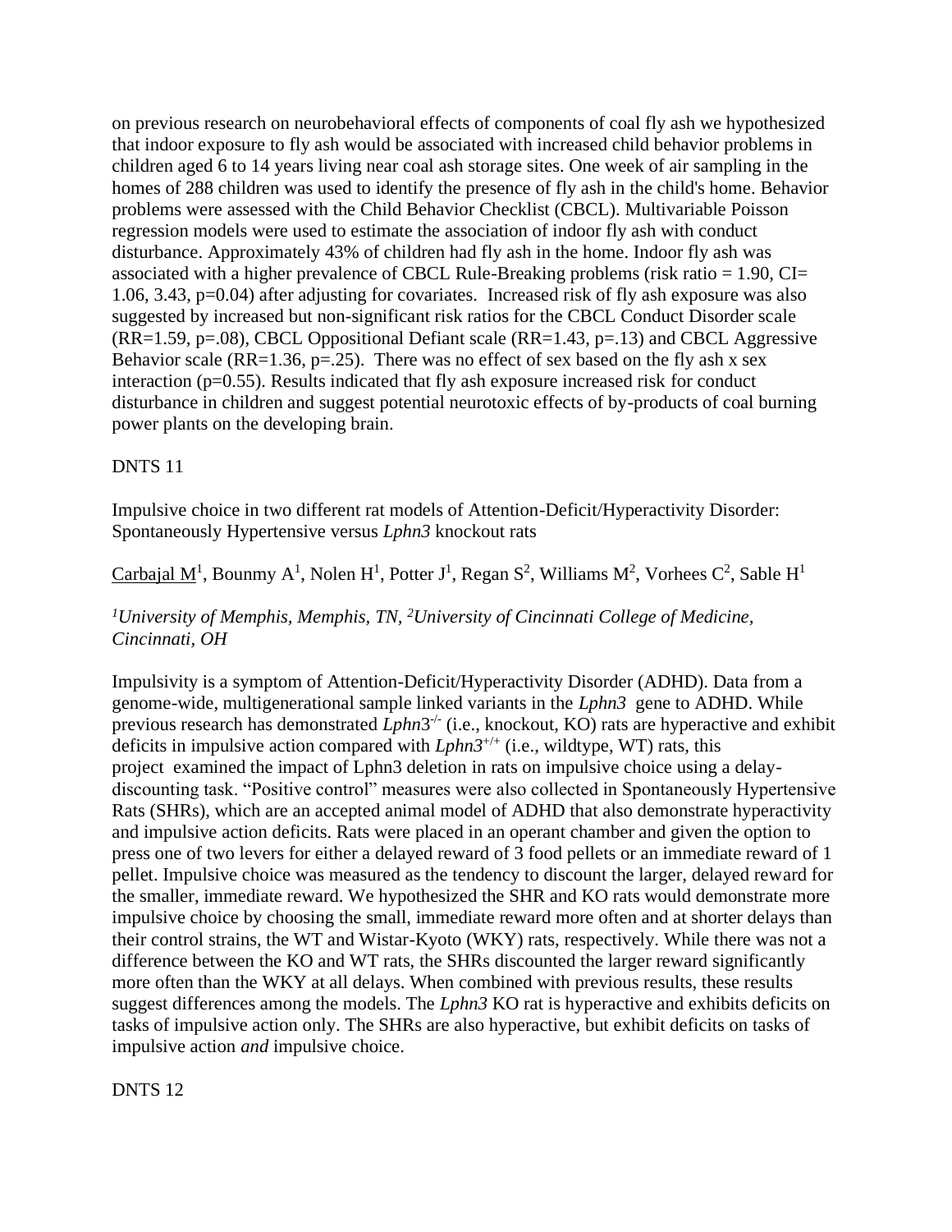on previous research on neurobehavioral effects of components of coal fly ash we hypothesized that indoor exposure to fly ash would be associated with increased child behavior problems in children aged 6 to 14 years living near coal ash storage sites. One week of air sampling in the homes of 288 children was used to identify the presence of fly ash in the child's home. Behavior problems were assessed with the Child Behavior Checklist (CBCL). Multivariable Poisson regression models were used to estimate the association of indoor fly ash with conduct disturbance. Approximately 43% of children had fly ash in the home. Indoor fly ash was associated with a higher prevalence of CBCL Rule-Breaking problems (risk ratio = 1.90, CI= 1.06, 3.43, p=0.04) after adjusting for covariates. Increased risk of fly ash exposure was also suggested by increased but non-significant risk ratios for the CBCL Conduct Disorder scale (RR=1.59, p=.08), CBCL Oppositional Defiant scale (RR=1.43, p=.13) and CBCL Aggressive Behavior scale (RR=1.36, p=.25). There was no effect of sex based on the fly ash x sex interaction (p=0.55). Results indicated that fly ash exposure increased risk for conduct disturbance in children and suggest potential neurotoxic effects of by-products of coal burning power plants on the developing brain.

DNTS 11

Impulsive choice in two different rat models of Attention-Deficit/Hyperactivity Disorder: Spontaneously Hypertensive versus *Lphn3* knockout rats

<u>Carbajal M</u>[1], Bounmy A[1], Nolen H[1], Potter J[1], Regan S[2], Williams M[2], Vorhees C[2], Sable H[1]

*[1]University of Memphis, Memphis, TN, [2]University of Cincinnati College of Medicine, Cincinnati, OH*

Impulsivity is a symptom of Attention-Deficit/Hyperactivity Disorder (ADHD). Data from a genome-wide, multigenerational sample linked variants in the *Lphn3* gene to ADHD. While previous research has demonstrated $Lphn3^{-/-}$ (i.e., knockout, KO) rats are hyperactive and exhibit deficits in impulsive action compared with $Lphn3^{+/+}$ (i.e., wildtype, WT) rats, this project examined the impact of Lphn3 deletion in rats on impulsive choice using a delay-discounting task. "Positive control" measures were also collected in Spontaneously Hypertensive Rats (SHRs), which are an accepted animal model of ADHD that also demonstrate hyperactivity and impulsive action deficits. Rats were placed in an operant chamber and given the option to press one of two levers for either a delayed reward of 3 food pellets or an immediate reward of 1 pellet. Impulsive choice was measured as the tendency to discount the larger, delayed reward for the smaller, immediate reward. We hypothesized the SHR and KO rats would demonstrate more impulsive choice by choosing the small, immediate reward more often and at shorter delays than their control strains, the WT and Wistar-Kyoto (WKY) rats, respectively. While there was not a difference between the KO and WT rats, the SHRs discounted the larger reward significantly more often than the WKY at all delays. When combined with previous results, these results suggest differences among the models. The *Lphn3* KO rat is hyperactive and exhibits deficits on tasks of impulsive action only. The SHRs are also hyperactive, but exhibit deficits on tasks of impulsive action *and* impulsive choice.

DNTS 12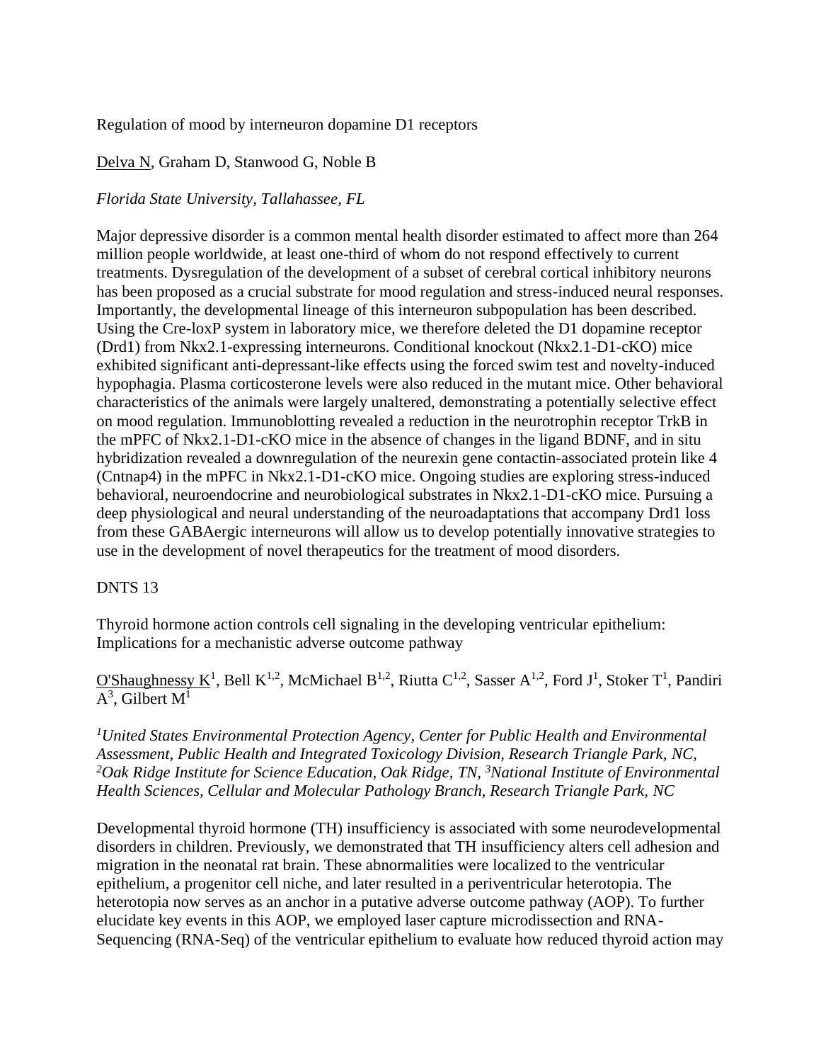Regulation of mood by interneuron dopamine D1 receptors

Delva N, Graham D, Stanwood G, Noble B

*Florida State University, Tallahassee, FL*

Major depressive disorder is a common mental health disorder estimated to affect more than 264 million people worldwide, at least one-third of whom do not respond effectively to current treatments. Dysregulation of the development of a subset of cerebral cortical inhibitory neurons has been proposed as a crucial substrate for mood regulation and stress-induced neural responses. Importantly, the developmental lineage of this interneuron subpopulation has been described. Using the Cre-loxP system in laboratory mice, we therefore deleted the D1 dopamine receptor (Drd1) from Nkx2.1-expressing interneurons. Conditional knockout (Nkx2.1-D1-cKO) mice exhibited significant anti-depressant-like effects using the forced swim test and novelty-induced hypophagia. Plasma corticosterone levels were also reduced in the mutant mice. Other behavioral characteristics of the animals were largely unaltered, demonstrating a potentially selective effect on mood regulation. Immunoblotting revealed a reduction in the neurotrophin receptor TrkB in the mPFC of Nkx2.1-D1-cKO mice in the absence of changes in the ligand BDNF, and in situ hybridization revealed a downregulation of the neurexin gene contactin-associated protein like 4 (Cntnap4) in the mPFC in Nkx2.1-D1-cKO mice. Ongoing studies are exploring stress-induced behavioral, neuroendocrine and neurobiological substrates in Nkx2.1-D1-cKO mice. Pursuing a deep physiological and neural understanding of the neuroadaptations that accompany Drd1 loss from these GABAergic interneurons will allow us to develop potentially innovative strategies to use in the development of novel therapeutics for the treatment of mood disorders.

DNTS 13

Thyroid hormone action controls cell signaling in the developing ventricular epithelium: Implications for a mechanistic adverse outcome pathway

O'Shaughnessy K[1], Bell K[1,2], McMichael B[1,2], Riutta C[1,2], Sasser A[1,2], Ford J[1], Stoker T[1], Pandiri A[3], Gilbert M[1]

*[1]United States Environmental Protection Agency, Center for Public Health and Environmental Assessment, Public Health and Integrated Toxicology Division, Research Triangle Park, NC, [2]Oak Ridge Institute for Science Education, Oak Ridge, TN, [3]National Institute of Environmental Health Sciences, Cellular and Molecular Pathology Branch, Research Triangle Park, NC*

Developmental thyroid hormone (TH) insufficiency is associated with some neurodevelopmental disorders in children. Previously, we demonstrated that TH insufficiency alters cell adhesion and migration in the neonatal rat brain. These abnormalities were localized to the ventricular epithelium, a progenitor cell niche, and later resulted in a periventricular heterotopia. The heterotopia now serves as an anchor in a putative adverse outcome pathway (AOP). To further elucidate key events in this AOP, we employed laser capture microdissection and RNA-Sequencing (RNA-Seq) of the ventricular epithelium to evaluate how reduced thyroid action may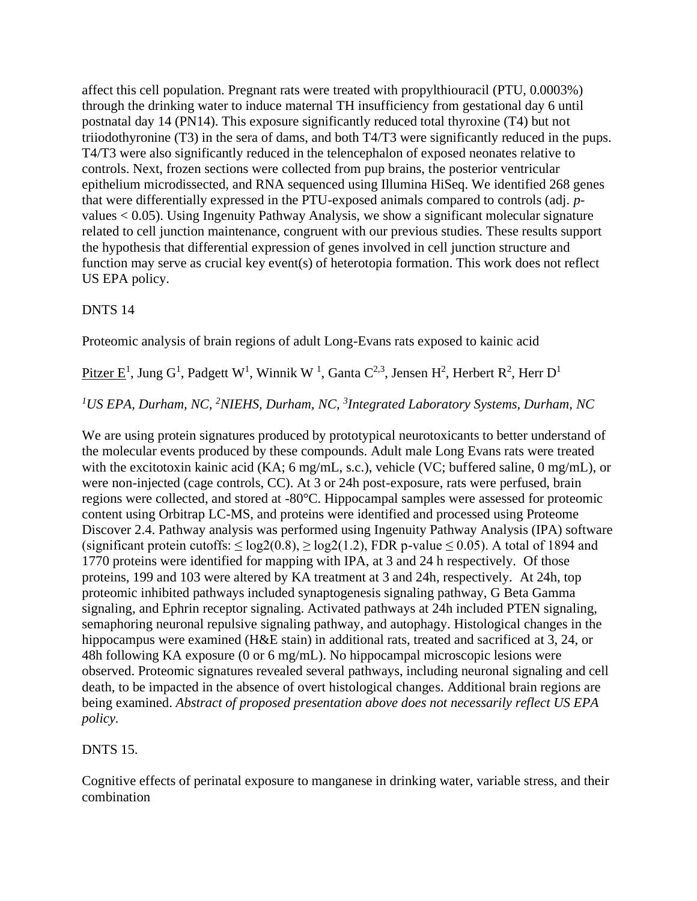affect this cell population. Pregnant rats were treated with propylthiouracil (PTU, 0.0003%) through the drinking water to induce maternal TH insufficiency from gestational day 6 until postnatal day 14 (PN14). This exposure significantly reduced total thyroxine (T4) but not triiodothyronine (T3) in the sera of dams, and both T4/T3 were significantly reduced in the pups. T4/T3 were also significantly reduced in the telencephalon of exposed neonates relative to controls. Next, frozen sections were collected from pup brains, the posterior ventricular epithelium microdissected, and RNA sequenced using Illumina HiSeq. We identified 268 genes that were differentially expressed in the PTU-exposed animals compared to controls (adj. *p*-values < 0.05). Using Ingenuity Pathway Analysis, we show a significant molecular signature related to cell junction maintenance, congruent with our previous studies. These results support the hypothesis that differential expression of genes involved in cell junction structure and function may serve as crucial key event(s) of heterotopia formation. This work does not reflect US EPA policy.

DNTS 14

Proteomic analysis of brain regions of adult Long-Evans rats exposed to kainic acid

<u>Pitzer E</u>[1], Jung G[1], Padgett W[1], Winnik W [1], Ganta C[2,3], Jensen H[2], Herbert R[2], Herr D[1]

*[1]US EPA, Durham, NC, [2]NIEHS, Durham, NC, [3]Integrated Laboratory Systems, Durham, NC*

We are using protein signatures produced by prototypical neurotoxicants to better understand of the molecular events produced by these compounds. Adult male Long Evans rats were treated with the excitotoxin kainic acid (KA; 6 mg/mL, s.c.), vehicle (VC; buffered saline, 0 mg/mL), or were non-injected (cage controls, CC). At 3 or 24h post-exposure, rats were perfused, brain regions were collected, and stored at -80°C. Hippocampal samples were assessed for proteomic content using Orbitrap LC-MS, and proteins were identified and processed using Proteome Discover 2.4. Pathway analysis was performed using Ingenuity Pathway Analysis (IPA) software (significant protein cutoffs: $\leq \log2(0.8)$, $\geq \log2(1.2)$, FDR p-value $\leq 0.05$). A total of 1894 and 1770 proteins were identified for mapping with IPA, at 3 and 24 h respectively. Of those proteins, 199 and 103 were altered by KA treatment at 3 and 24h, respectively. At 24h, top proteomic inhibited pathways included synaptogenesis signaling pathway, G Beta Gamma signaling, and Ephrin receptor signaling. Activated pathways at 24h included PTEN signaling, semaphoring neuronal repulsive signaling pathway, and autophagy. Histological changes in the hippocampus were examined (H&E stain) in additional rats, treated and sacrificed at 3, 24, or 48h following KA exposure (0 or 6 mg/mL). No hippocampal microscopic lesions were observed. Proteomic signatures revealed several pathways, including neuronal signaling and cell death, to be impacted in the absence of overt histological changes. Additional brain regions are being examined. *Abstract of proposed presentation above does not necessarily reflect US EPA policy.*

DNTS 15.

Cognitive effects of perinatal exposure to manganese in drinking water, variable stress, and their combination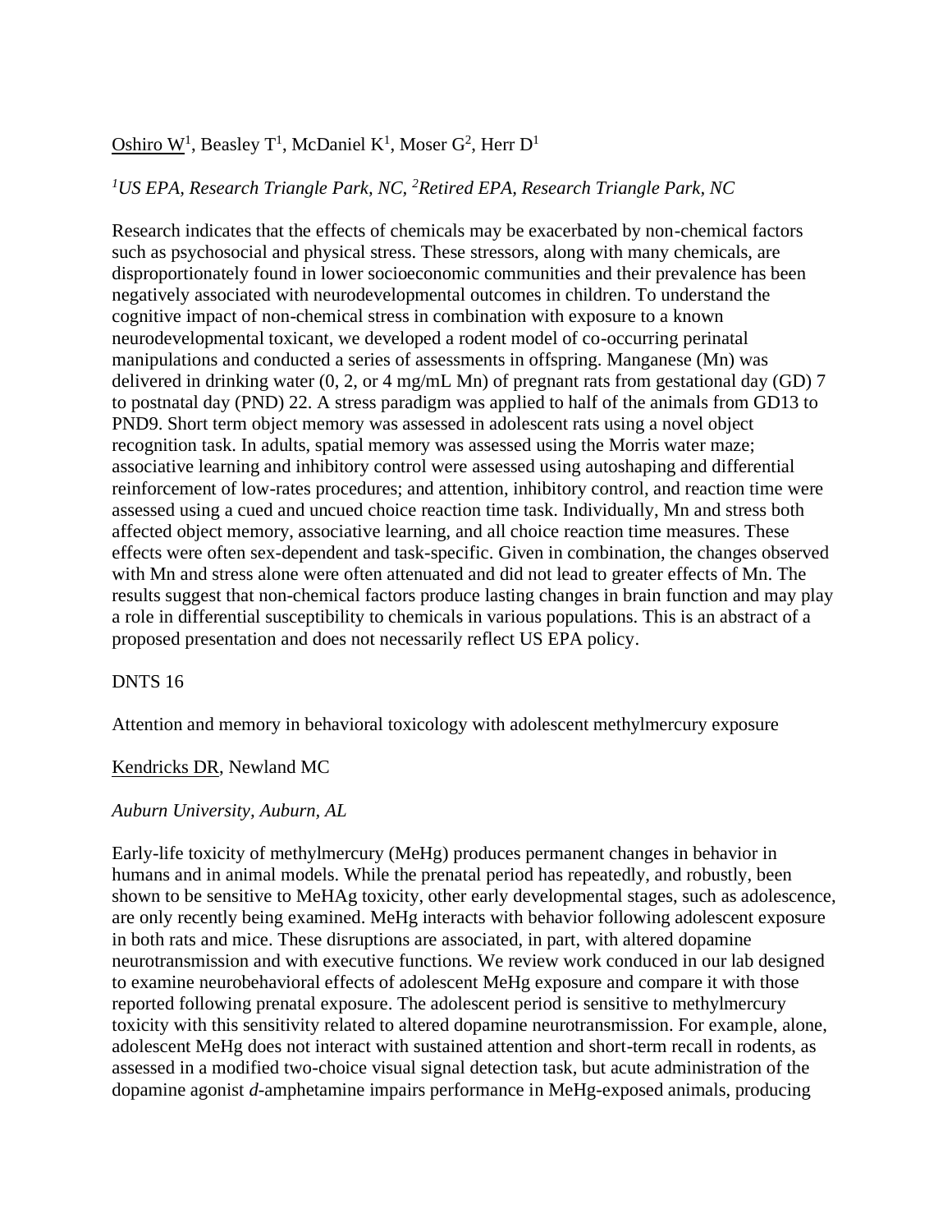Oshiro W[1], Beasley T[1], McDaniel K[1], Moser G[2], Herr D[1]

*[1]US EPA, Research Triangle Park, NC, [2]Retired EPA, Research Triangle Park, NC*

Research indicates that the effects of chemicals may be exacerbated by non-chemical factors such as psychosocial and physical stress. These stressors, along with many chemicals, are disproportionately found in lower socioeconomic communities and their prevalence has been negatively associated with neurodevelopmental outcomes in children. To understand the cognitive impact of non-chemical stress in combination with exposure to a known neurodevelopmental toxicant, we developed a rodent model of co-occurring perinatal manipulations and conducted a series of assessments in offspring. Manganese (Mn) was delivered in drinking water (0, 2, or 4 mg/mL Mn) of pregnant rats from gestational day (GD) 7 to postnatal day (PND) 22. A stress paradigm was applied to half of the animals from GD13 to PND9. Short term object memory was assessed in adolescent rats using a novel object recognition task. In adults, spatial memory was assessed using the Morris water maze; associative learning and inhibitory control were assessed using autoshaping and differential reinforcement of low-rates procedures; and attention, inhibitory control, and reaction time were assessed using a cued and uncued choice reaction time task. Individually, Mn and stress both affected object memory, associative learning, and all choice reaction time measures. These effects were often sex-dependent and task-specific. Given in combination, the changes observed with Mn and stress alone were often attenuated and did not lead to greater effects of Mn. The results suggest that non-chemical factors produce lasting changes in brain function and may play a role in differential susceptibility to chemicals in various populations. This is an abstract of a proposed presentation and does not necessarily reflect US EPA policy.

DNTS 16

Attention and memory in behavioral toxicology with adolescent methylmercury exposure

Kendricks DR, Newland MC

*Auburn University, Auburn, AL*

Early-life toxicity of methylmercury (MeHg) produces permanent changes in behavior in humans and in animal models. While the prenatal period has repeatedly, and robustly, been shown to be sensitive to MeHAg toxicity, other early developmental stages, such as adolescence, are only recently being examined. MeHg interacts with behavior following adolescent exposure in both rats and mice. These disruptions are associated, in part, with altered dopamine neurotransmission and with executive functions. We review work conduced in our lab designed to examine neurobehavioral effects of adolescent MeHg exposure and compare it with those reported following prenatal exposure. The adolescent period is sensitive to methylmercury toxicity with this sensitivity related to altered dopamine neurotransmission. For example, alone, adolescent MeHg does not interact with sustained attention and short-term recall in rodents, as assessed in a modified two-choice visual signal detection task, but acute administration of the dopamine agonist *d*-amphetamine impairs performance in MeHg-exposed animals, producing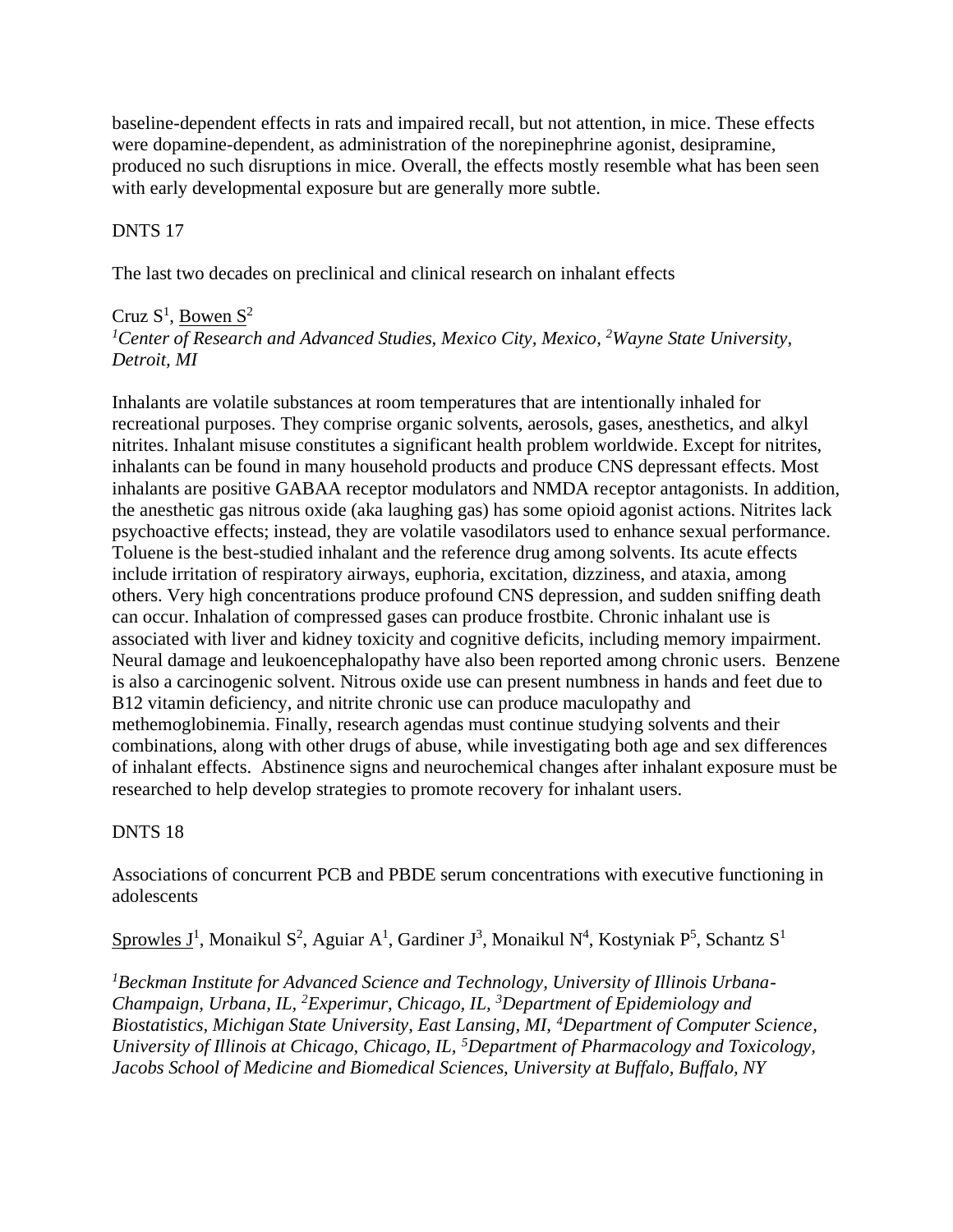baseline-dependent effects in rats and impaired recall, but not attention, in mice. These effects were dopamine-dependent, as administration of the norepinephrine agonist, desipramine, produced no such disruptions in mice. Overall, the effects mostly resemble what has been seen with early developmental exposure but are generally more subtle.

DNTS 17

The last two decades on preclinical and clinical research on inhalant effects

Cruz S[1], Bowen S[2]

*[1]Center of Research and Advanced Studies, Mexico City, Mexico, [2]Wayne State University, Detroit, MI*

Inhalants are volatile substances at room temperatures that are intentionally inhaled for recreational purposes. They comprise organic solvents, aerosols, gases, anesthetics, and alkyl nitrites. Inhalant misuse constitutes a significant health problem worldwide. Except for nitrites, inhalants can be found in many household products and produce CNS depressant effects. Most inhalants are positive GABAA receptor modulators and NMDA receptor antagonists. In addition, the anesthetic gas nitrous oxide (aka laughing gas) has some opioid agonist actions. Nitrites lack psychoactive effects; instead, they are volatile vasodilators used to enhance sexual performance. Toluene is the best-studied inhalant and the reference drug among solvents. Its acute effects include irritation of respiratory airways, euphoria, excitation, dizziness, and ataxia, among others. Very high concentrations produce profound CNS depression, and sudden sniffing death can occur. Inhalation of compressed gases can produce frostbite. Chronic inhalant use is associated with liver and kidney toxicity and cognitive deficits, including memory impairment. Neural damage and leukoencephalopathy have also been reported among chronic users. Benzene is also a carcinogenic solvent. Nitrous oxide use can present numbness in hands and feet due to B12 vitamin deficiency, and nitrite chronic use can produce maculopathy and methemoglobinemia. Finally, research agendas must continue studying solvents and their combinations, along with other drugs of abuse, while investigating both age and sex differences of inhalant effects. Abstinence signs and neurochemical changes after inhalant exposure must be researched to help develop strategies to promote recovery for inhalant users.

DNTS 18

Associations of concurrent PCB and PBDE serum concentrations with executive functioning in adolescents

Sprowles J[1], Monaikul S[2], Aguiar A[1], Gardiner J[3], Monaikul N[4], Kostyniak P[5], Schantz S[1]

*[1]Beckman Institute for Advanced Science and Technology, University of Illinois Urbana-Champaign, Urbana, IL, [2]Experimur, Chicago, IL, [3]Department of Epidemiology and Biostatistics, Michigan State University, East Lansing, MI, [4]Department of Computer Science, University of Illinois at Chicago, Chicago, IL, [5]Department of Pharmacology and Toxicology, Jacobs School of Medicine and Biomedical Sciences, University at Buffalo, Buffalo, NY*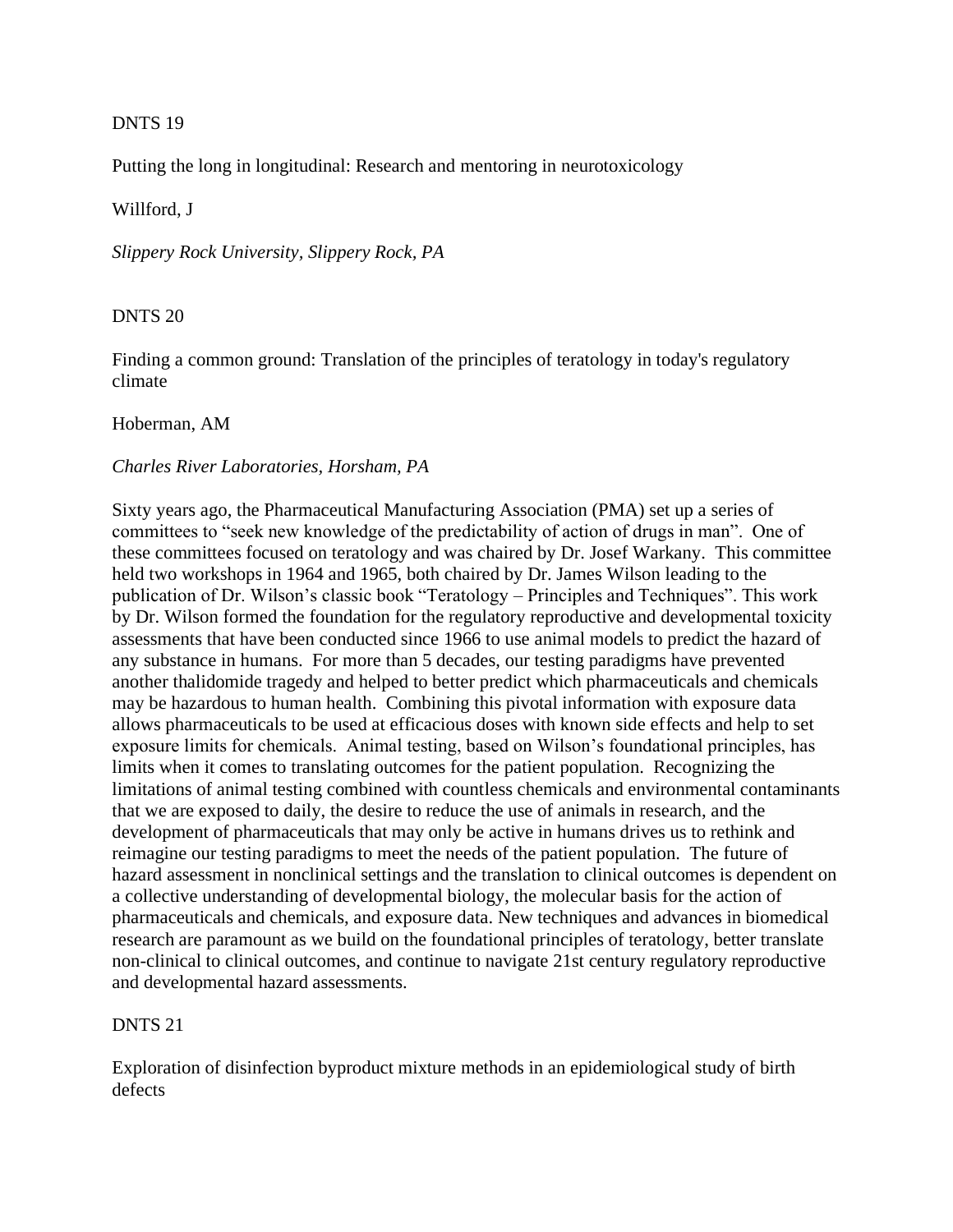DNTS 19

Putting the long in longitudinal: Research and mentoring in neurotoxicology

Willford, J

*Slippery Rock University, Slippery Rock, PA*

DNTS 20

Finding a common ground: Translation of the principles of teratology in today's regulatory climate

Hoberman, AM

*Charles River Laboratories, Horsham, PA*

Sixty years ago, the Pharmaceutical Manufacturing Association (PMA) set up a series of committees to "seek new knowledge of the predictability of action of drugs in man". One of these committees focused on teratology and was chaired by Dr. Josef Warkany. This committee held two workshops in 1964 and 1965, both chaired by Dr. James Wilson leading to the publication of Dr. Wilson's classic book "Teratology – Principles and Techniques". This work by Dr. Wilson formed the foundation for the regulatory reproductive and developmental toxicity assessments that have been conducted since 1966 to use animal models to predict the hazard of any substance in humans. For more than 5 decades, our testing paradigms have prevented another thalidomide tragedy and helped to better predict which pharmaceuticals and chemicals may be hazardous to human health. Combining this pivotal information with exposure data allows pharmaceuticals to be used at efficacious doses with known side effects and help to set exposure limits for chemicals. Animal testing, based on Wilson's foundational principles, has limits when it comes to translating outcomes for the patient population. Recognizing the limitations of animal testing combined with countless chemicals and environmental contaminants that we are exposed to daily, the desire to reduce the use of animals in research, and the development of pharmaceuticals that may only be active in humans drives us to rethink and reimagine our testing paradigms to meet the needs of the patient population. The future of hazard assessment in nonclinical settings and the translation to clinical outcomes is dependent on a collective understanding of developmental biology, the molecular basis for the action of pharmaceuticals and chemicals, and exposure data. New techniques and advances in biomedical research are paramount as we build on the foundational principles of teratology, better translate non-clinical to clinical outcomes, and continue to navigate 21st century regulatory reproductive and developmental hazard assessments.

DNTS 21

Exploration of disinfection byproduct mixture methods in an epidemiological study of birth defects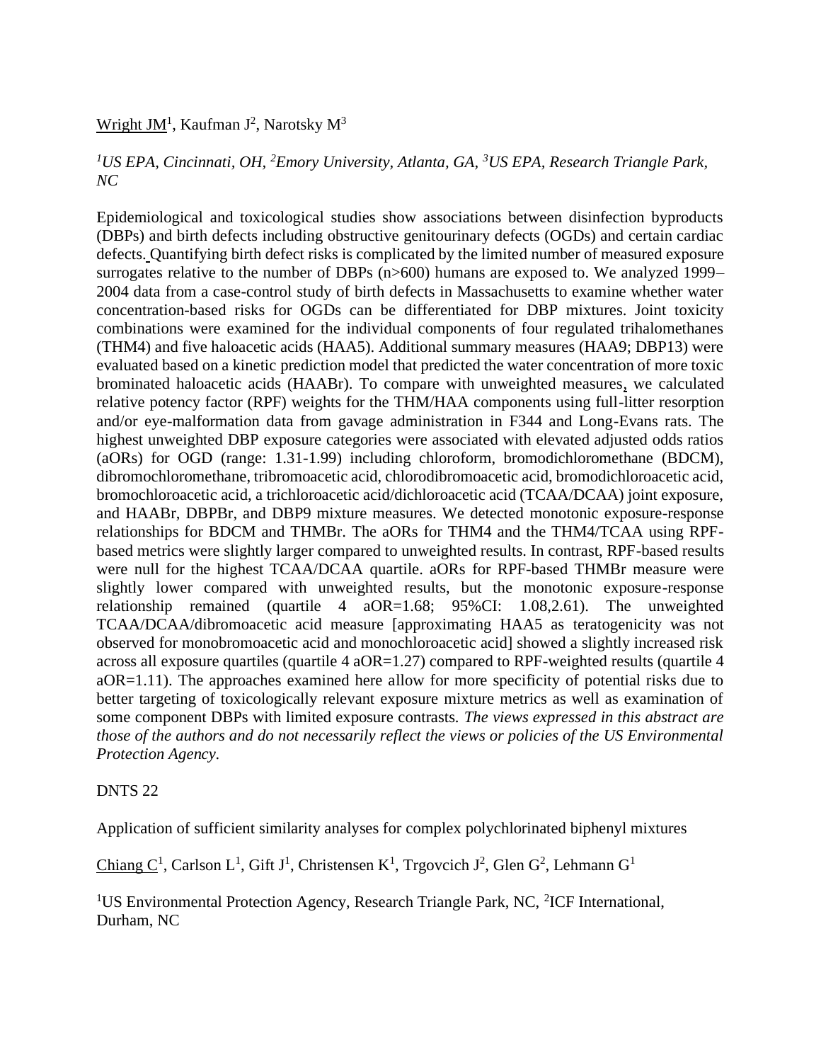Wright JM[1], Kaufman J[2], Narotsky M[3]

*[1]US EPA, Cincinnati, OH, [2]Emory University, Atlanta, GA, [3]US EPA, Research Triangle Park, NC*

Epidemiological and toxicological studies show associations between disinfection byproducts (DBPs) and birth defects including obstructive genitourinary defects (OGDs) and certain cardiac defects. Quantifying birth defect risks is complicated by the limited number of measured exposure surrogates relative to the number of DBPs (n>600) humans are exposed to. We analyzed 1999–2004 data from a case-control study of birth defects in Massachusetts to examine whether water concentration-based risks for OGDs can be differentiated for DBP mixtures. Joint toxicity combinations were examined for the individual components of four regulated trihalomethanes (THM4) and five haloacetic acids (HAA5). Additional summary measures (HAA9; DBP13) were evaluated based on a kinetic prediction model that predicted the water concentration of more toxic brominated haloacetic acids (HAABr). To compare with unweighted measures, we calculated relative potency factor (RPF) weights for the THM/HAA components using full-litter resorption and/or eye-malformation data from gavage administration in F344 and Long-Evans rats. The highest unweighted DBP exposure categories were associated with elevated adjusted odds ratios (aORs) for OGD (range: 1.31-1.99) including chloroform, bromodichloromethane (BDCM), dibromochloromethane, tribromoacetic acid, chlorodibromoacetic acid, bromodichloroacetic acid, bromochloroacetic acid, a trichloroacetic acid/dichloroacetic acid (TCAA/DCAA) joint exposure, and HAABr, DBPBr, and DBP9 mixture measures. We detected monotonic exposure-response relationships for BDCM and THMBr. The aORs for THM4 and the THM4/TCAA using RPF-based metrics were slightly larger compared to unweighted results. In contrast, RPF-based results were null for the highest TCAA/DCAA quartile. aORs for RPF-based THMBr measure were slightly lower compared with unweighted results, but the monotonic exposure-response relationship remained (quartile 4 aOR=1.68; 95%CI: 1.08,2.61). The unweighted TCAA/DCAA/dibromoacetic acid measure [approximating HAA5 as teratogenicity was not observed for monobromoacetic acid and monochloroacetic acid] showed a slightly increased risk across all exposure quartiles (quartile 4 aOR=1.27) compared to RPF-weighted results (quartile 4 aOR=1.11). The approaches examined here allow for more specificity of potential risks due to better targeting of toxicologically relevant exposure mixture metrics as well as examination of some component DBPs with limited exposure contrasts. *The views expressed in this abstract are those of the authors and do not necessarily reflect the views or policies of the US Environmental Protection Agency.*

DNTS 22

Application of sufficient similarity analyses for complex polychlorinated biphenyl mixtures

Chiang C[1], Carlson L[1], Gift J[1], Christensen K[1], Trgovcich J[2], Glen G[2], Lehmann G[1]

[1]US Environmental Protection Agency, Research Triangle Park, NC, [2]ICF International, Durham, NC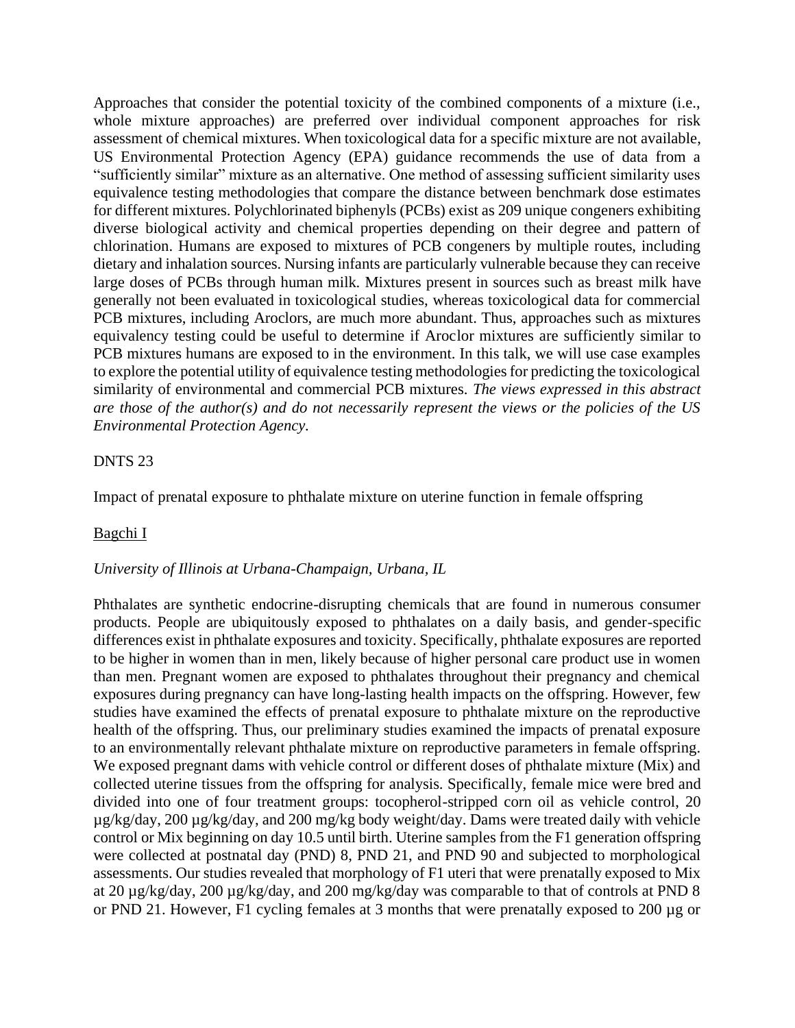Approaches that consider the potential toxicity of the combined components of a mixture (i.e., whole mixture approaches) are preferred over individual component approaches for risk assessment of chemical mixtures. When toxicological data for a specific mixture are not available, US Environmental Protection Agency (EPA) guidance recommends the use of data from a "sufficiently similar" mixture as an alternative. One method of assessing sufficient similarity uses equivalence testing methodologies that compare the distance between benchmark dose estimates for different mixtures. Polychlorinated biphenyls (PCBs) exist as 209 unique congeners exhibiting diverse biological activity and chemical properties depending on their degree and pattern of chlorination. Humans are exposed to mixtures of PCB congeners by multiple routes, including dietary and inhalation sources. Nursing infants are particularly vulnerable because they can receive large doses of PCBs through human milk. Mixtures present in sources such as breast milk have generally not been evaluated in toxicological studies, whereas toxicological data for commercial PCB mixtures, including Aroclors, are much more abundant. Thus, approaches such as mixtures equivalency testing could be useful to determine if Aroclor mixtures are sufficiently similar to PCB mixtures humans are exposed to in the environment. In this talk, we will use case examples to explore the potential utility of equivalence testing methodologies for predicting the toxicological similarity of environmental and commercial PCB mixtures. *The views expressed in this abstract are those of the author(s) and do not necessarily represent the views or the policies of the US Environmental Protection Agency.*

DNTS 23

Impact of prenatal exposure to phthalate mixture on uterine function in female offspring

<u>Bagchi I</u>

*University of Illinois at Urbana-Champaign, Urbana, IL*

Phthalates are synthetic endocrine-disrupting chemicals that are found in numerous consumer products. People are ubiquitously exposed to phthalates on a daily basis, and gender-specific differences exist in phthalate exposures and toxicity. Specifically, phthalate exposures are reported to be higher in women than in men, likely because of higher personal care product use in women than men. Pregnant women are exposed to phthalates throughout their pregnancy and chemical exposures during pregnancy can have long-lasting health impacts on the offspring. However, few studies have examined the effects of prenatal exposure to phthalate mixture on the reproductive health of the offspring. Thus, our preliminary studies examined the impacts of prenatal exposure to an environmentally relevant phthalate mixture on reproductive parameters in female offspring. We exposed pregnant dams with vehicle control or different doses of phthalate mixture (Mix) and collected uterine tissues from the offspring for analysis. Specifically, female mice were bred and divided into one of four treatment groups: tocopherol-stripped corn oil as vehicle control, 20 µg/kg/day, 200 µg/kg/day, and 200 mg/kg body weight/day. Dams were treated daily with vehicle control or Mix beginning on day 10.5 until birth. Uterine samples from the F1 generation offspring were collected at postnatal day (PND) 8, PND 21, and PND 90 and subjected to morphological assessments. Our studies revealed that morphology of F1 uteri that were prenatally exposed to Mix at 20 µg/kg/day, 200 µg/kg/day, and 200 mg/kg/day was comparable to that of controls at PND 8 or PND 21. However, F1 cycling females at 3 months that were prenatally exposed to 200 µg or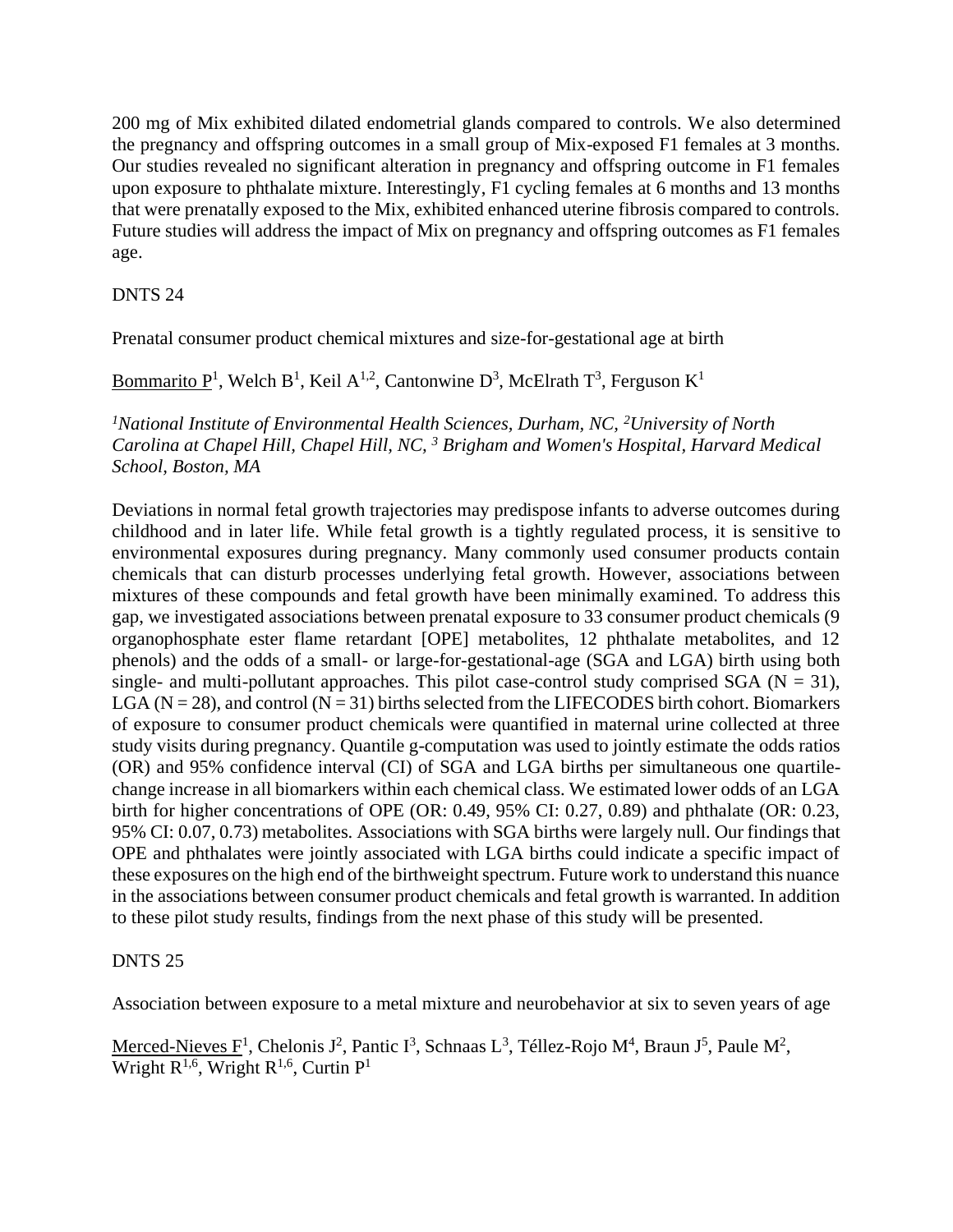200 mg of Mix exhibited dilated endometrial glands compared to controls. We also determined the pregnancy and offspring outcomes in a small group of Mix-exposed F1 females at 3 months. Our studies revealed no significant alteration in pregnancy and offspring outcome in F1 females upon exposure to phthalate mixture. Interestingly, F1 cycling females at 6 months and 13 months that were prenatally exposed to the Mix, exhibited enhanced uterine fibrosis compared to controls. Future studies will address the impact of Mix on pregnancy and offspring outcomes as F1 females age.

DNTS 24

Prenatal consumer product chemical mixtures and size-for-gestational age at birth

Bommarito P[1], Welch B[1], Keil A[1,2], Cantonwine D[3], McElrath T[3], Ferguson K[1]

*[1]National Institute of Environmental Health Sciences, Durham, NC, [2]University of North Carolina at Chapel Hill, Chapel Hill, NC, [3] Brigham and Women's Hospital, Harvard Medical School, Boston, MA*

Deviations in normal fetal growth trajectories may predispose infants to adverse outcomes during childhood and in later life. While fetal growth is a tightly regulated process, it is sensitive to environmental exposures during pregnancy. Many commonly used consumer products contain chemicals that can disturb processes underlying fetal growth. However, associations between mixtures of these compounds and fetal growth have been minimally examined. To address this gap, we investigated associations between prenatal exposure to 33 consumer product chemicals (9 organophosphate ester flame retardant [OPE] metabolites, 12 phthalate metabolites, and 12 phenols) and the odds of a small- or large-for-gestational-age (SGA and LGA) birth using both single- and multi-pollutant approaches. This pilot case-control study comprised SGA ($N = 31$), LGA ($N = 28$), and control ($N = 31$) births selected from the LIFECODES birth cohort. Biomarkers of exposure to consumer product chemicals were quantified in maternal urine collected at three study visits during pregnancy. Quantile g-computation was used to jointly estimate the odds ratios (OR) and 95% confidence interval (CI) of SGA and LGA births per simultaneous one quartile-change increase in all biomarkers within each chemical class. We estimated lower odds of an LGA birth for higher concentrations of OPE (OR: 0.49, 95% CI: 0.27, 0.89) and phthalate (OR: 0.23, 95% CI: 0.07, 0.73) metabolites. Associations with SGA births were largely null. Our findings that OPE and phthalates were jointly associated with LGA births could indicate a specific impact of these exposures on the high end of the birthweight spectrum. Future work to understand this nuance in the associations between consumer product chemicals and fetal growth is warranted. In addition to these pilot study results, findings from the next phase of this study will be presented.

DNTS 25

Association between exposure to a metal mixture and neurobehavior at six to seven years of age

Merced-Nieves F[1], Chelonis J[2], Pantic I[3], Schnaas L[3], Téllez-Rojo M[4], Braun J[5], Paule M[2], Wright R[1,6], Wright R[1,6], Curtin P[1]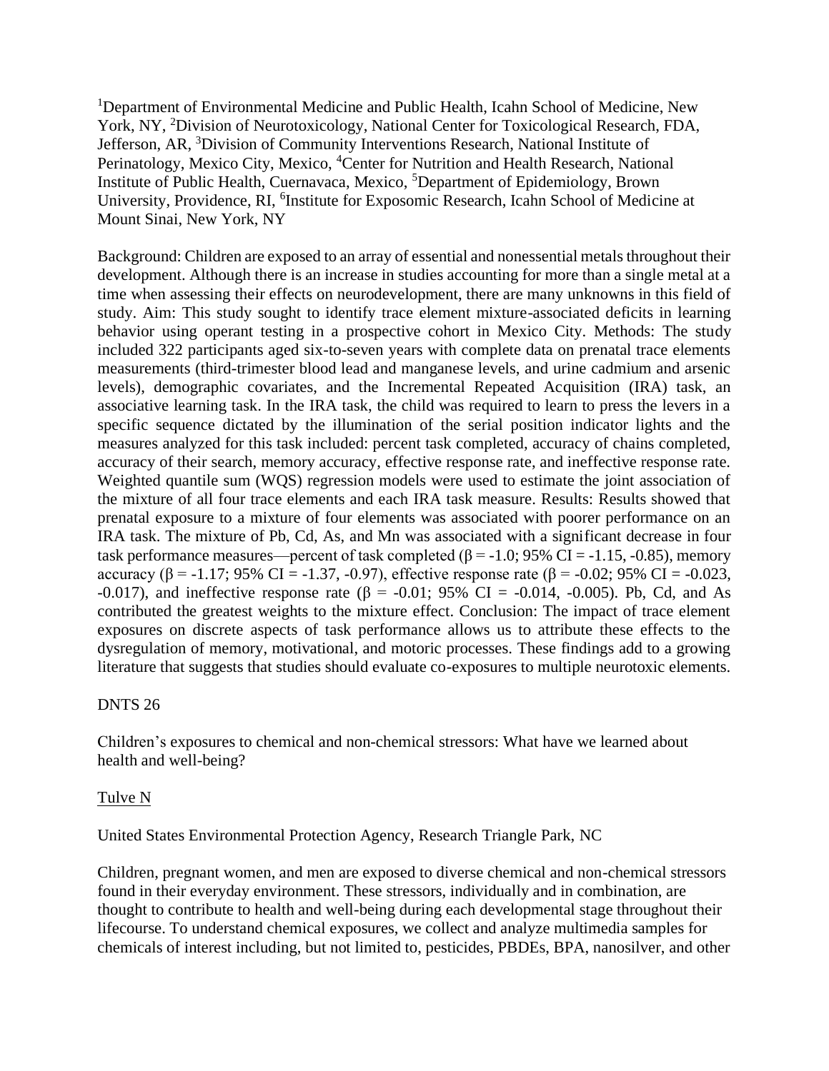[1]Department of Environmental Medicine and Public Health, Icahn School of Medicine, New York, NY, [2]Division of Neurotoxicology, National Center for Toxicological Research, FDA, Jefferson, AR, [3]Division of Community Interventions Research, National Institute of Perinatology, Mexico City, Mexico, [4]Center for Nutrition and Health Research, National Institute of Public Health, Cuernavaca, Mexico, [5]Department of Epidemiology, Brown University, Providence, RI, [6]Institute for Exposomic Research, Icahn School of Medicine at Mount Sinai, New York, NY

Background: Children are exposed to an array of essential and nonessential metals throughout their development. Although there is an increase in studies accounting for more than a single metal at a time when assessing their effects on neurodevelopment, there are many unknowns in this field of study. Aim: This study sought to identify trace element mixture-associated deficits in learning behavior using operant testing in a prospective cohort in Mexico City. Methods: The study included 322 participants aged six-to-seven years with complete data on prenatal trace elements measurements (third-trimester blood lead and manganese levels, and urine cadmium and arsenic levels), demographic covariates, and the Incremental Repeated Acquisition (IRA) task, an associative learning task. In the IRA task, the child was required to learn to press the levers in a specific sequence dictated by the illumination of the serial position indicator lights and the measures analyzed for this task included: percent task completed, accuracy of chains completed, accuracy of their search, memory accuracy, effective response rate, and ineffective response rate. Weighted quantile sum (WQS) regression models were used to estimate the joint association of the mixture of all four trace elements and each IRA task measure. Results: Results showed that prenatal exposure to a mixture of four elements was associated with poorer performance on an IRA task. The mixture of Pb, Cd, As, and Mn was associated with a significant decrease in four task performance measures—percent of task completed ($\beta = -1.0$; 95% CI = -1.15, -0.85), memory accuracy ($\beta = -1.17$; 95% CI = -1.37, -0.97), effective response rate ($\beta = -0.02$; 95% CI = -0.023, -0.017), and ineffective response rate ($\beta = -0.01$; 95% CI = -0.014, -0.005). Pb, Cd, and As contributed the greatest weights to the mixture effect. Conclusion: The impact of trace element exposures on discrete aspects of task performance allows us to attribute these effects to the dysregulation of memory, motivational, and motoric processes. These findings add to a growing literature that suggests that studies should evaluate co-exposures to multiple neurotoxic elements.

DNTS 26

Children's exposures to chemical and non-chemical stressors: What have we learned about health and well-being?

<u>Tulve N</u>

United States Environmental Protection Agency, Research Triangle Park, NC

Children, pregnant women, and men are exposed to diverse chemical and non-chemical stressors found in their everyday environment. These stressors, individually and in combination, are thought to contribute to health and well-being during each developmental stage throughout their lifecourse. To understand chemical exposures, we collect and analyze multimedia samples for chemicals of interest including, but not limited to, pesticides, PBDEs, BPA, nanosilver, and other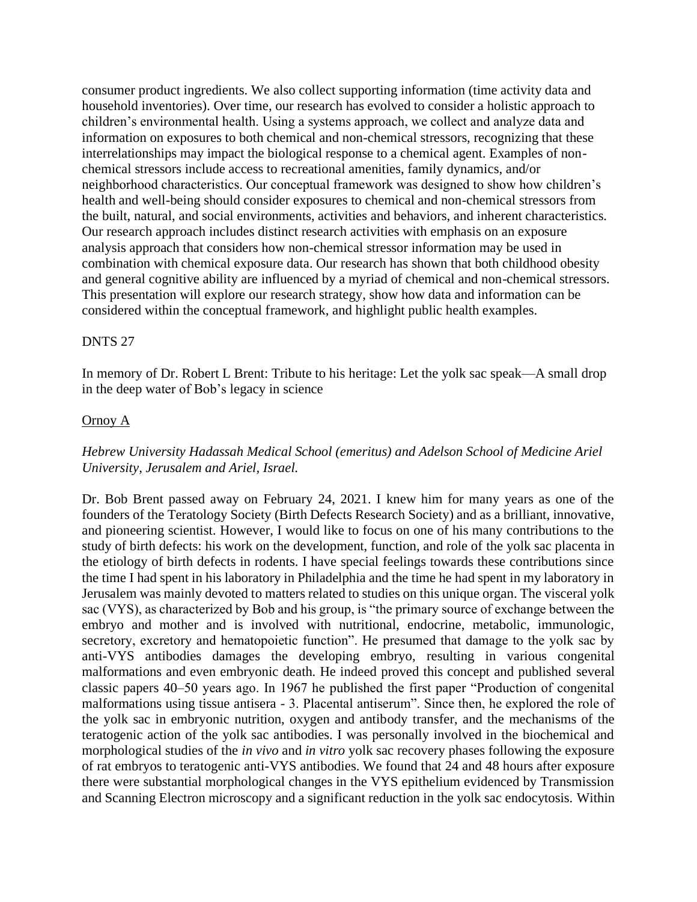consumer product ingredients. We also collect supporting information (time activity data and household inventories). Over time, our research has evolved to consider a holistic approach to children's environmental health. Using a systems approach, we collect and analyze data and information on exposures to both chemical and non-chemical stressors, recognizing that these interrelationships may impact the biological response to a chemical agent. Examples of non-chemical stressors include access to recreational amenities, family dynamics, and/or neighborhood characteristics. Our conceptual framework was designed to show how children's health and well-being should consider exposures to chemical and non-chemical stressors from the built, natural, and social environments, activities and behaviors, and inherent characteristics. Our research approach includes distinct research activities with emphasis on an exposure analysis approach that considers how non-chemical stressor information may be used in combination with chemical exposure data. Our research has shown that both childhood obesity and general cognitive ability are influenced by a myriad of chemical and non-chemical stressors. This presentation will explore our research strategy, show how data and information can be considered within the conceptual framework, and highlight public health examples.

DNTS 27

In memory of Dr. Robert L Brent: Tribute to his heritage: Let the yolk sac speak—A small drop in the deep water of Bob's legacy in science

<u>Ornoy A</u>

*Hebrew University Hadassah Medical School (emeritus) and Adelson School of Medicine Ariel University, Jerusalem and Ariel, Israel.*

Dr. Bob Brent passed away on February 24, 2021. I knew him for many years as one of the founders of the Teratology Society (Birth Defects Research Society) and as a brilliant, innovative, and pioneering scientist. However, I would like to focus on one of his many contributions to the study of birth defects: his work on the development, function, and role of the yolk sac placenta in the etiology of birth defects in rodents. I have special feelings towards these contributions since the time I had spent in his laboratory in Philadelphia and the time he had spent in my laboratory in Jerusalem was mainly devoted to matters related to studies on this unique organ. The visceral yolk sac (VYS), as characterized by Bob and his group, is "the primary source of exchange between the embryo and mother and is involved with nutritional, endocrine, metabolic, immunologic, secretory, excretory and hematopoietic function". He presumed that damage to the yolk sac by anti-VYS antibodies damages the developing embryo, resulting in various congenital malformations and even embryonic death. He indeed proved this concept and published several classic papers 40–50 years ago. In 1967 he published the first paper "Production of congenital malformations using tissue antisera - 3. Placental antiserum". Since then, he explored the role of the yolk sac in embryonic nutrition, oxygen and antibody transfer, and the mechanisms of the teratogenic action of the yolk sac antibodies. I was personally involved in the biochemical and morphological studies of the *in vivo* and *in vitro* yolk sac recovery phases following the exposure of rat embryos to teratogenic anti-VYS antibodies. We found that 24 and 48 hours after exposure there were substantial morphological changes in the VYS epithelium evidenced by Transmission and Scanning Electron microscopy and a significant reduction in the yolk sac endocytosis. Within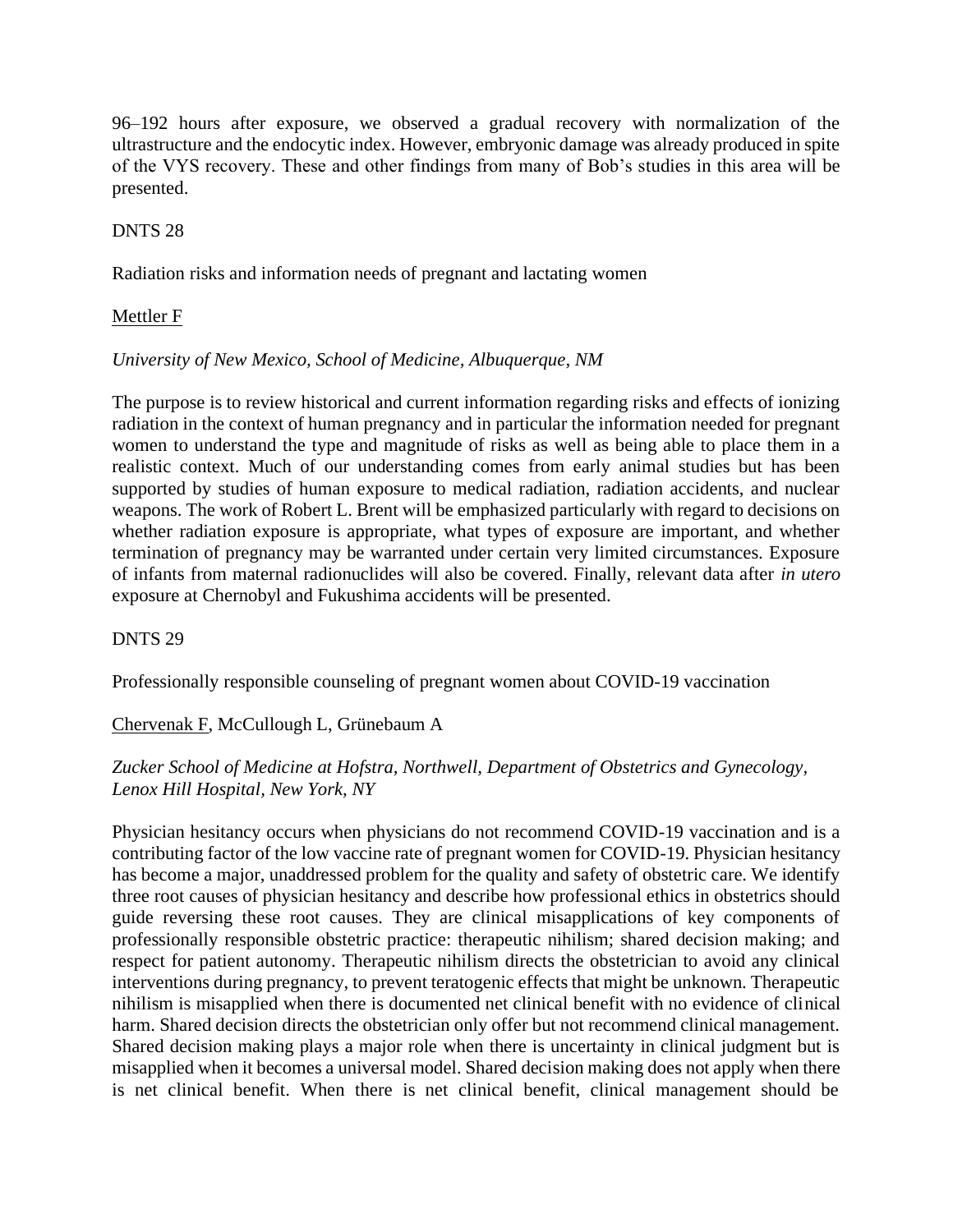96–192 hours after exposure, we observed a gradual recovery with normalization of the ultrastructure and the endocytic index. However, embryonic damage was already produced in spite of the VYS recovery. These and other findings from many of Bob's studies in this area will be presented.

DNTS 28

Radiation risks and information needs of pregnant and lactating women

Mettler F

*University of New Mexico, School of Medicine, Albuquerque, NM*

The purpose is to review historical and current information regarding risks and effects of ionizing radiation in the context of human pregnancy and in particular the information needed for pregnant women to understand the type and magnitude of risks as well as being able to place them in a realistic context. Much of our understanding comes from early animal studies but has been supported by studies of human exposure to medical radiation, radiation accidents, and nuclear weapons. The work of Robert L. Brent will be emphasized particularly with regard to decisions on whether radiation exposure is appropriate, what types of exposure are important, and whether termination of pregnancy may be warranted under certain very limited circumstances. Exposure of infants from maternal radionuclides will also be covered. Finally, relevant data after *in utero* exposure at Chernobyl and Fukushima accidents will be presented.

DNTS 29

Professionally responsible counseling of pregnant women about COVID-19 vaccination

Chervenak F, McCullough L, Grünebaum A

*Zucker School of Medicine at Hofstra, Northwell, Department of Obstetrics and Gynecology, Lenox Hill Hospital, New York, NY*

Physician hesitancy occurs when physicians do not recommend COVID-19 vaccination and is a contributing factor of the low vaccine rate of pregnant women for COVID-19. Physician hesitancy has become a major, unaddressed problem for the quality and safety of obstetric care. We identify three root causes of physician hesitancy and describe how professional ethics in obstetrics should guide reversing these root causes. They are clinical misapplications of key components of professionally responsible obstetric practice: therapeutic nihilism; shared decision making; and respect for patient autonomy. Therapeutic nihilism directs the obstetrician to avoid any clinical interventions during pregnancy, to prevent teratogenic effects that might be unknown. Therapeutic nihilism is misapplied when there is documented net clinical benefit with no evidence of clinical harm. Shared decision directs the obstetrician only offer but not recommend clinical management. Shared decision making plays a major role when there is uncertainty in clinical judgment but is misapplied when it becomes a universal model. Shared decision making does not apply when there is net clinical benefit. When there is net clinical benefit, clinical management should be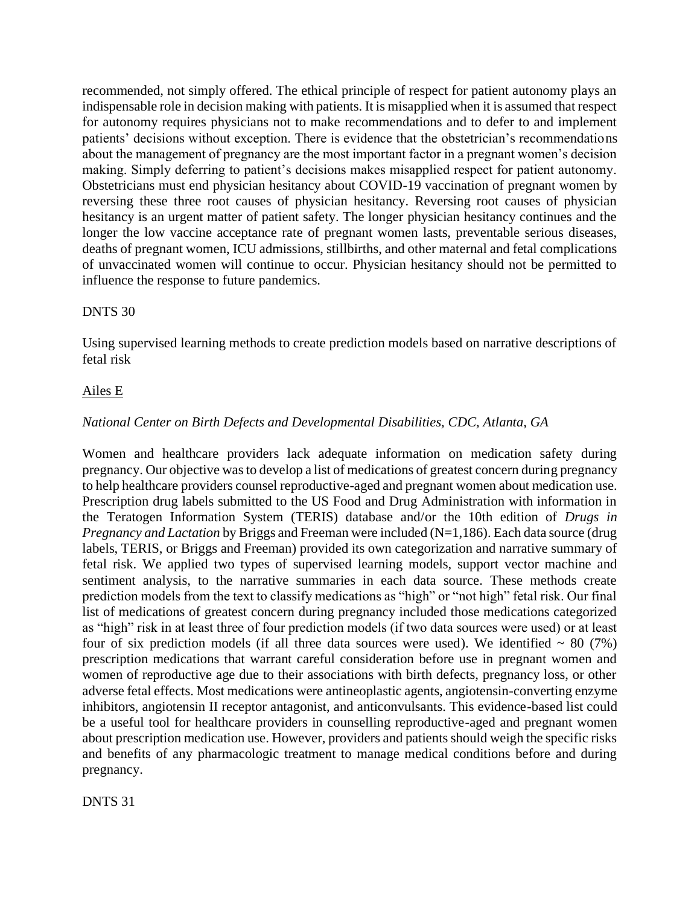recommended, not simply offered. The ethical principle of respect for patient autonomy plays an indispensable role in decision making with patients. It is misapplied when it is assumed that respect for autonomy requires physicians not to make recommendations and to defer to and implement patients' decisions without exception. There is evidence that the obstetrician's recommendations about the management of pregnancy are the most important factor in a pregnant women's decision making. Simply deferring to patient's decisions makes misapplied respect for patient autonomy. Obstetricians must end physician hesitancy about COVID-19 vaccination of pregnant women by reversing these three root causes of physician hesitancy. Reversing root causes of physician hesitancy is an urgent matter of patient safety. The longer physician hesitancy continues and the longer the low vaccine acceptance rate of pregnant women lasts, preventable serious diseases, deaths of pregnant women, ICU admissions, stillbirths, and other maternal and fetal complications of unvaccinated women will continue to occur. Physician hesitancy should not be permitted to influence the response to future pandemics.

DNTS 30

Using supervised learning methods to create prediction models based on narrative descriptions of fetal risk

Ailes E

*National Center on Birth Defects and Developmental Disabilities, CDC, Atlanta, GA*

Women and healthcare providers lack adequate information on medication safety during pregnancy. Our objective was to develop a list of medications of greatest concern during pregnancy to help healthcare providers counsel reproductive-aged and pregnant women about medication use. Prescription drug labels submitted to the US Food and Drug Administration with information in the Teratogen Information System (TERIS) database and/or the 10th edition of *Drugs in Pregnancy and Lactation* by Briggs and Freeman were included (N=1,186). Each data source (drug labels, TERIS, or Briggs and Freeman) provided its own categorization and narrative summary of fetal risk. We applied two types of supervised learning models, support vector machine and sentiment analysis, to the narrative summaries in each data source. These methods create prediction models from the text to classify medications as "high" or "not high" fetal risk. Our final list of medications of greatest concern during pregnancy included those medications categorized as "high" risk in at least three of four prediction models (if two data sources were used) or at least four of six prediction models (if all three data sources were used). We identified ~ 80 (7%) prescription medications that warrant careful consideration before use in pregnant women and women of reproductive age due to their associations with birth defects, pregnancy loss, or other adverse fetal effects. Most medications were antineoplastic agents, angiotensin-converting enzyme inhibitors, angiotensin II receptor antagonist, and anticonvulsants. This evidence-based list could be a useful tool for healthcare providers in counselling reproductive-aged and pregnant women about prescription medication use. However, providers and patients should weigh the specific risks and benefits of any pharmacologic treatment to manage medical conditions before and during pregnancy.

DNTS 31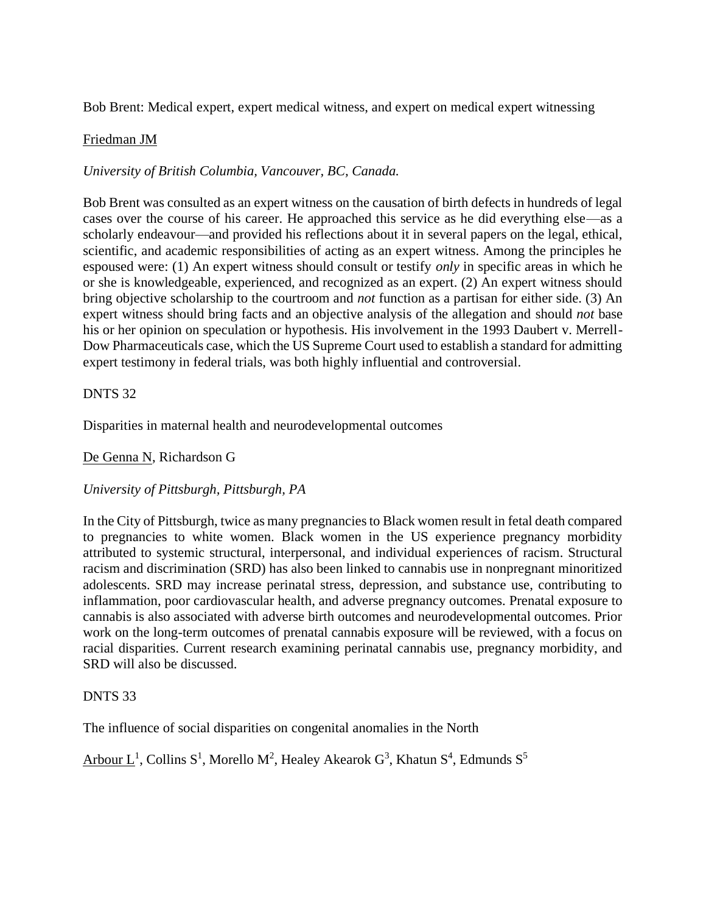Bob Brent: Medical expert, expert medical witness, and expert on medical expert witnessing

Friedman JM

*University of British Columbia, Vancouver, BC, Canada.*

Bob Brent was consulted as an expert witness on the causation of birth defects in hundreds of legal cases over the course of his career. He approached this service as he did everything else—as a scholarly endeavour—and provided his reflections about it in several papers on the legal, ethical, scientific, and academic responsibilities of acting as an expert witness. Among the principles he espoused were: (1) An expert witness should consult or testify *only* in specific areas in which he or she is knowledgeable, experienced, and recognized as an expert. (2) An expert witness should bring objective scholarship to the courtroom and *not* function as a partisan for either side. (3) An expert witness should bring facts and an objective analysis of the allegation and should *not* base his or her opinion on speculation or hypothesis. His involvement in the 1993 Daubert v. Merrell-Dow Pharmaceuticals case, which the US Supreme Court used to establish a standard for admitting expert testimony in federal trials, was both highly influential and controversial.

DNTS 32

Disparities in maternal health and neurodevelopmental outcomes

De Genna N, Richardson G

*University of Pittsburgh, Pittsburgh, PA*

In the City of Pittsburgh, twice as many pregnancies to Black women result in fetal death compared to pregnancies to white women. Black women in the US experience pregnancy morbidity attributed to systemic structural, interpersonal, and individual experiences of racism. Structural racism and discrimination (SRD) has also been linked to cannabis use in nonpregnant minoritized adolescents. SRD may increase perinatal stress, depression, and substance use, contributing to inflammation, poor cardiovascular health, and adverse pregnancy outcomes. Prenatal exposure to cannabis is also associated with adverse birth outcomes and neurodevelopmental outcomes. Prior work on the long-term outcomes of prenatal cannabis exposure will be reviewed, with a focus on racial disparities. Current research examining perinatal cannabis use, pregnancy morbidity, and SRD will also be discussed.

DNTS 33

The influence of social disparities on congenital anomalies in the North

Arbour L[1], Collins S[1], Morello M[2], Healey Akearok G[3], Khatun S[4], Edmunds S[5]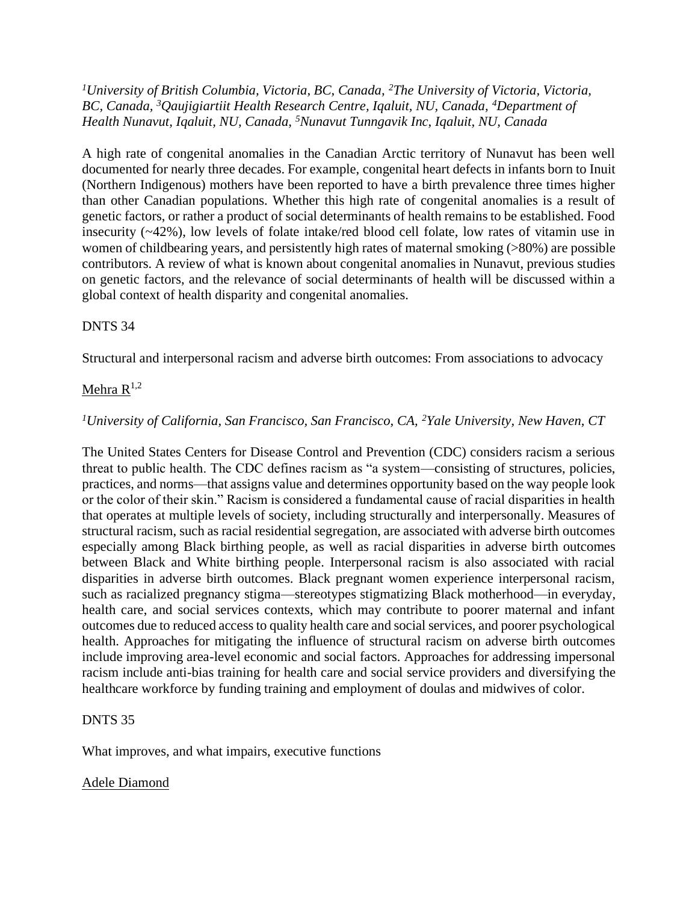*[1]University of British Columbia, Victoria, BC, Canada, [2]The University of Victoria, Victoria, BC, Canada, [3]Qaujigiartiit Health Research Centre, Iqaluit, NU, Canada, [4]Department of Health Nunavut, Iqaluit, NU, Canada, [5]Nunavut Tunngavik Inc, Iqaluit, NU, Canada*

A high rate of congenital anomalies in the Canadian Arctic territory of Nunavut has been well documented for nearly three decades. For example, congenital heart defects in infants born to Inuit (Northern Indigenous) mothers have been reported to have a birth prevalence three times higher than other Canadian populations. Whether this high rate of congenital anomalies is a result of genetic factors, or rather a product of social determinants of health remains to be established. Food insecurity (~42%), low levels of folate intake/red blood cell folate, low rates of vitamin use in women of childbearing years, and persistently high rates of maternal smoking (>80%) are possible contributors. A review of what is known about congenital anomalies in Nunavut, previous studies on genetic factors, and the relevance of social determinants of health will be discussed within a global context of health disparity and congenital anomalies.

DNTS 34

Structural and interpersonal racism and adverse birth outcomes: From associations to advocacy

Mehra R[1,2]

*[1]University of California, San Francisco, San Francisco, CA, [2]Yale University, New Haven, CT*

The United States Centers for Disease Control and Prevention (CDC) considers racism a serious threat to public health. The CDC defines racism as "a system—consisting of structures, policies, practices, and norms—that assigns value and determines opportunity based on the way people look or the color of their skin." Racism is considered a fundamental cause of racial disparities in health that operates at multiple levels of society, including structurally and interpersonally. Measures of structural racism, such as racial residential segregation, are associated with adverse birth outcomes especially among Black birthing people, as well as racial disparities in adverse birth outcomes between Black and White birthing people. Interpersonal racism is also associated with racial disparities in adverse birth outcomes. Black pregnant women experience interpersonal racism, such as racialized pregnancy stigma—stereotypes stigmatizing Black motherhood—in everyday, health care, and social services contexts, which may contribute to poorer maternal and infant outcomes due to reduced access to quality health care and social services, and poorer psychological health. Approaches for mitigating the influence of structural racism on adverse birth outcomes include improving area-level economic and social factors. Approaches for addressing impersonal racism include anti-bias training for health care and social service providers and diversifying the healthcare workforce by funding training and employment of doulas and midwives of color.

DNTS 35

What improves, and what impairs, executive functions

Adele Diamond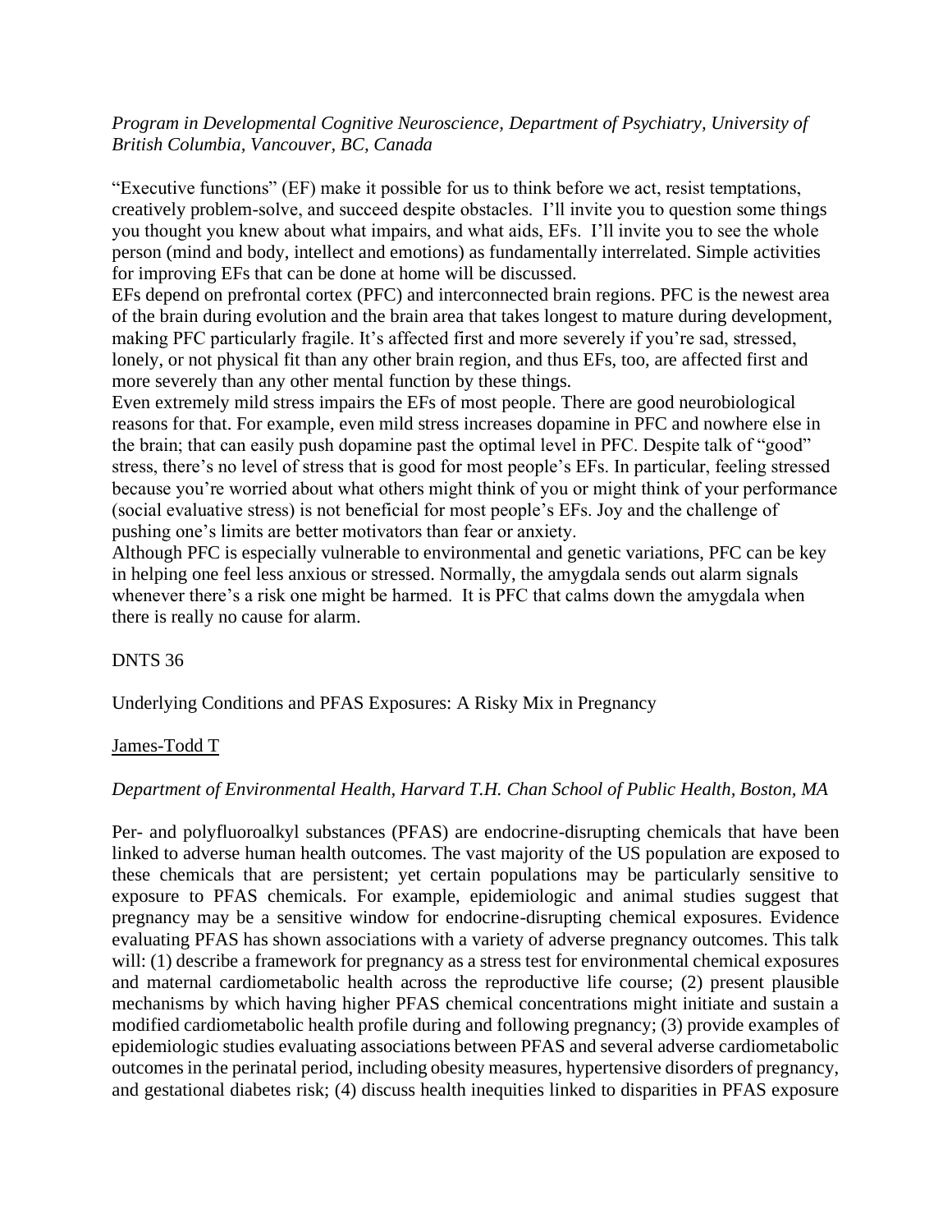*Program in Developmental Cognitive Neuroscience, Department of Psychiatry, University of British Columbia, Vancouver, BC, Canada*

"Executive functions" (EF) make it possible for us to think before we act, resist temptations, creatively problem-solve, and succeed despite obstacles. I'll invite you to question some things you thought you knew about what impairs, and what aids, EFs. I'll invite you to see the whole person (mind and body, intellect and emotions) as fundamentally interrelated. Simple activities for improving EFs that can be done at home will be discussed.

EFs depend on prefrontal cortex (PFC) and interconnected brain regions. PFC is the newest area of the brain during evolution and the brain area that takes longest to mature during development, making PFC particularly fragile. It's affected first and more severely if you're sad, stressed, lonely, or not physical fit than any other brain region, and thus EFs, too, are affected first and more severely than any other mental function by these things.

Even extremely mild stress impairs the EFs of most people. There are good neurobiological reasons for that. For example, even mild stress increases dopamine in PFC and nowhere else in the brain; that can easily push dopamine past the optimal level in PFC. Despite talk of "good" stress, there's no level of stress that is good for most people's EFs. In particular, feeling stressed because you're worried about what others might think of you or might think of your performance (social evaluative stress) is not beneficial for most people's EFs. Joy and the challenge of pushing one's limits are better motivators than fear or anxiety.

Although PFC is especially vulnerable to environmental and genetic variations, PFC can be key in helping one feel less anxious or stressed. Normally, the amygdala sends out alarm signals whenever there's a risk one might be harmed. It is PFC that calms down the amygdala when there is really no cause for alarm.

DNTS 36

Underlying Conditions and PFAS Exposures: A Risky Mix in Pregnancy

James-Todd T

*Department of Environmental Health, Harvard T.H. Chan School of Public Health, Boston, MA*

Per- and polyfluoroalkyl substances (PFAS) are endocrine-disrupting chemicals that have been linked to adverse human health outcomes. The vast majority of the US population are exposed to these chemicals that are persistent; yet certain populations may be particularly sensitive to exposure to PFAS chemicals. For example, epidemiologic and animal studies suggest that pregnancy may be a sensitive window for endocrine-disrupting chemical exposures. Evidence evaluating PFAS has shown associations with a variety of adverse pregnancy outcomes. This talk will: (1) describe a framework for pregnancy as a stress test for environmental chemical exposures and maternal cardiometabolic health across the reproductive life course; (2) present plausible mechanisms by which having higher PFAS chemical concentrations might initiate and sustain a modified cardiometabolic health profile during and following pregnancy; (3) provide examples of epidemiologic studies evaluating associations between PFAS and several adverse cardiometabolic outcomes in the perinatal period, including obesity measures, hypertensive disorders of pregnancy, and gestational diabetes risk; (4) discuss health inequities linked to disparities in PFAS exposure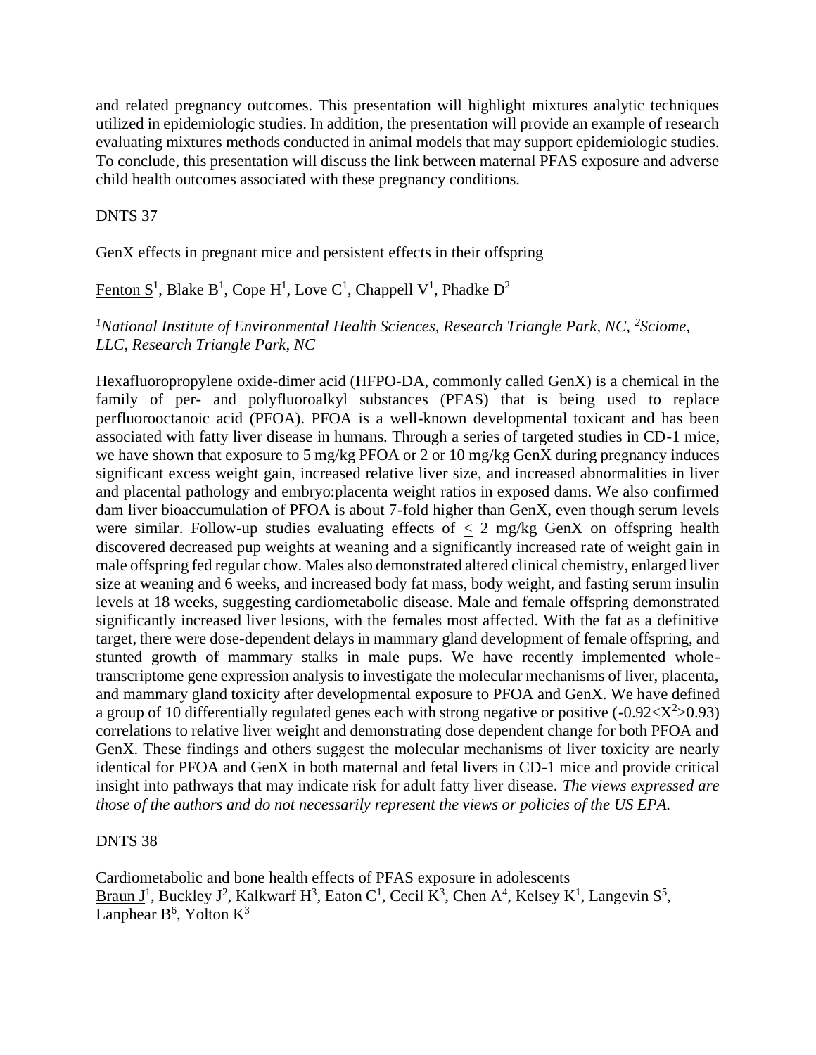and related pregnancy outcomes. This presentation will highlight mixtures analytic techniques utilized in epidemiologic studies. In addition, the presentation will provide an example of research evaluating mixtures methods conducted in animal models that may support epidemiologic studies. To conclude, this presentation will discuss the link between maternal PFAS exposure and adverse child health outcomes associated with these pregnancy conditions.

DNTS 37

GenX effects in pregnant mice and persistent effects in their offspring

Fenton S[1], Blake B[1], Cope H[1], Love C[1], Chappell V[1], Phadke D[2]

*[1]National Institute of Environmental Health Sciences, Research Triangle Park, NC, [2]Sciome, LLC, Research Triangle Park, NC*

Hexafluoropropylene oxide-dimer acid (HFPO-DA, commonly called GenX) is a chemical in the family of per- and polyfluoroalkyl substances (PFAS) that is being used to replace perfluorooctanoic acid (PFOA). PFOA is a well-known developmental toxicant and has been associated with fatty liver disease in humans. Through a series of targeted studies in CD-1 mice, we have shown that exposure to 5 mg/kg PFOA or 2 or 10 mg/kg GenX during pregnancy induces significant excess weight gain, increased relative liver size, and increased abnormalities in liver and placental pathology and embryo:placenta weight ratios in exposed dams. We also confirmed dam liver bioaccumulation of PFOA is about 7-fold higher than GenX, even though serum levels were similar. Follow-up studies evaluating effects of $\leq$ 2 mg/kg GenX on offspring health discovered decreased pup weights at weaning and a significantly increased rate of weight gain in male offspring fed regular chow. Males also demonstrated altered clinical chemistry, enlarged liver size at weaning and 6 weeks, and increased body fat mass, body weight, and fasting serum insulin levels at 18 weeks, suggesting cardiometabolic disease. Male and female offspring demonstrated significantly increased liver lesions, with the females most affected. With the fat as a definitive target, there were dose-dependent delays in mammary gland development of female offspring, and stunted growth of mammary stalks in male pups. We have recently implemented whole-transcriptome gene expression analysis to investigate the molecular mechanisms of liver, placenta, and mammary gland toxicity after developmental exposure to PFOA and GenX. We have defined a group of 10 differentially regulated genes each with strong negative or positive ($-0.92<X^2>0.93$) correlations to relative liver weight and demonstrating dose dependent change for both PFOA and GenX. These findings and others suggest the molecular mechanisms of liver toxicity are nearly identical for PFOA and GenX in both maternal and fetal livers in CD-1 mice and provide critical insight into pathways that may indicate risk for adult fatty liver disease. *The views expressed are those of the authors and do not necessarily represent the views or policies of the US EPA.*

DNTS 38

Cardiometabolic and bone health effects of PFAS exposure in adolescents

Braun J[1], Buckley J[2], Kalkwarf H[3], Eaton C[1], Cecil K[3], Chen A[4], Kelsey K[1], Langevin S[5], Lanphear B[6], Yolton K[3]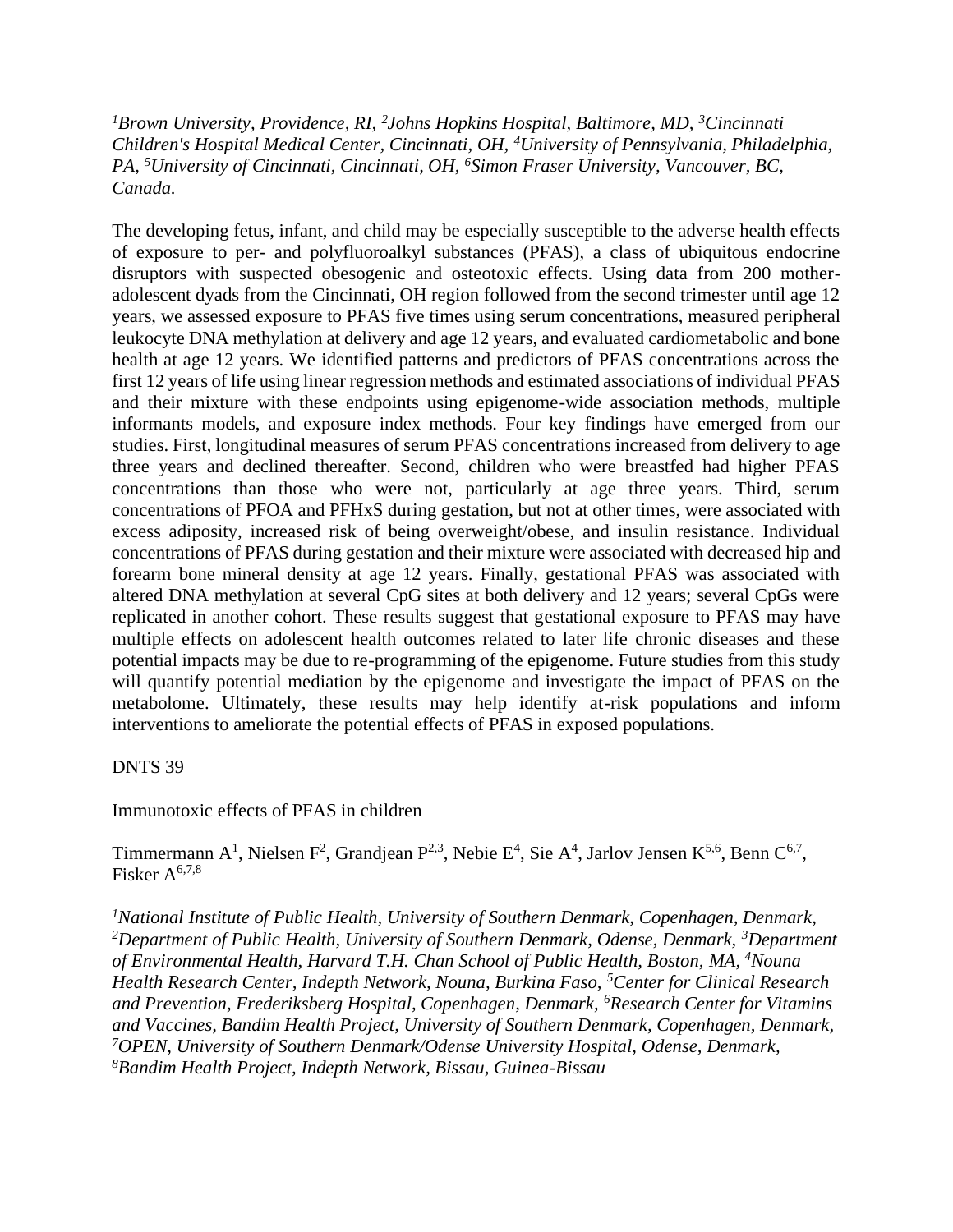*[1]Brown University, Providence, RI, [2]Johns Hopkins Hospital, Baltimore, MD, [3]Cincinnati Children's Hospital Medical Center, Cincinnati, OH, [4]University of Pennsylvania, Philadelphia, PA, [5]University of Cincinnati, Cincinnati, OH, [6]Simon Fraser University, Vancouver, BC, Canada.*

The developing fetus, infant, and child may be especially susceptible to the adverse health effects of exposure to per- and polyfluoroalkyl substances (PFAS), a class of ubiquitous endocrine disruptors with suspected obesogenic and osteotoxic effects. Using data from 200 mother-adolescent dyads from the Cincinnati, OH region followed from the second trimester until age 12 years, we assessed exposure to PFAS five times using serum concentrations, measured peripheral leukocyte DNA methylation at delivery and age 12 years, and evaluated cardiometabolic and bone health at age 12 years. We identified patterns and predictors of PFAS concentrations across the first 12 years of life using linear regression methods and estimated associations of individual PFAS and their mixture with these endpoints using epigenome-wide association methods, multiple informants models, and exposure index methods. Four key findings have emerged from our studies. First, longitudinal measures of serum PFAS concentrations increased from delivery to age three years and declined thereafter. Second, children who were breastfed had higher PFAS concentrations than those who were not, particularly at age three years. Third, serum concentrations of PFOA and PFHxS during gestation, but not at other times, were associated with excess adiposity, increased risk of being overweight/obese, and insulin resistance. Individual concentrations of PFAS during gestation and their mixture were associated with decreased hip and forearm bone mineral density at age 12 years. Finally, gestational PFAS was associated with altered DNA methylation at several CpG sites at both delivery and 12 years; several CpGs were replicated in another cohort. These results suggest that gestational exposure to PFAS may have multiple effects on adolescent health outcomes related to later life chronic diseases and these potential impacts may be due to re-programming of the epigenome. Future studies from this study will quantify potential mediation by the epigenome and investigate the impact of PFAS on the metabolome. Ultimately, these results may help identify at-risk populations and inform interventions to ameliorate the potential effects of PFAS in exposed populations.

DNTS 39

Immunotoxic effects of PFAS in children

Timmermann A[1], Nielsen F[2], Grandjean P[2,3], Nebie E[4], Sie A[4], Jarlov Jensen K[5,6], Benn C[6,7], Fisker A[6,7,8]

*[1]National Institute of Public Health, University of Southern Denmark, Copenhagen, Denmark, [2]Department of Public Health, University of Southern Denmark, Odense, Denmark, [3]Department of Environmental Health, Harvard T.H. Chan School of Public Health, Boston, MA, [4]Nouna Health Research Center, Indepth Network, Nouna, Burkina Faso, [5]Center for Clinical Research and Prevention, Frederiksberg Hospital, Copenhagen, Denmark, [6]Research Center for Vitamins and Vaccines, Bandim Health Project, University of Southern Denmark, Copenhagen, Denmark, [7]OPEN, University of Southern Denmark/Odense University Hospital, Odense, Denmark, [8]Bandim Health Project, Indepth Network, Bissau, Guinea-Bissau*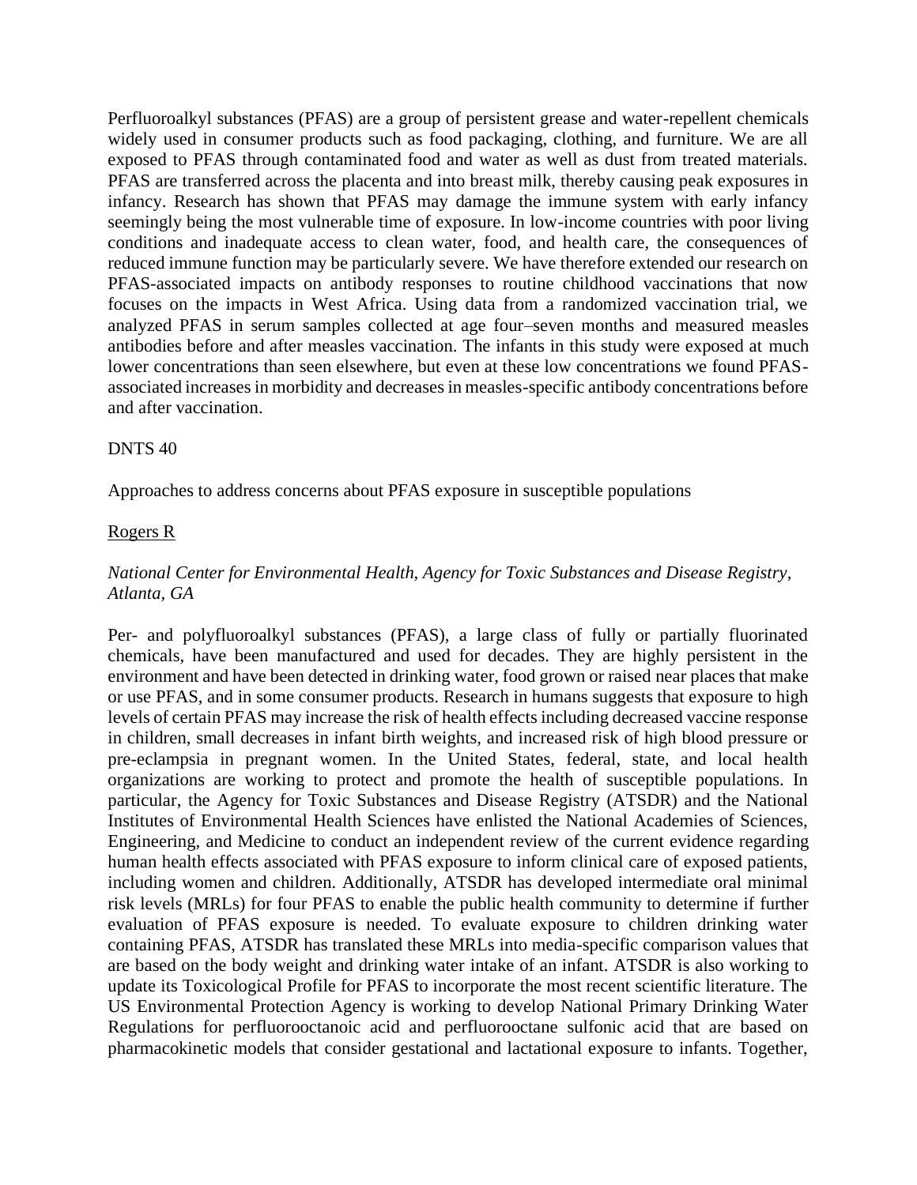Perfluoroalkyl substances (PFAS) are a group of persistent grease and water-repellent chemicals widely used in consumer products such as food packaging, clothing, and furniture. We are all exposed to PFAS through contaminated food and water as well as dust from treated materials. PFAS are transferred across the placenta and into breast milk, thereby causing peak exposures in infancy. Research has shown that PFAS may damage the immune system with early infancy seemingly being the most vulnerable time of exposure. In low-income countries with poor living conditions and inadequate access to clean water, food, and health care, the consequences of reduced immune function may be particularly severe. We have therefore extended our research on PFAS-associated impacts on antibody responses to routine childhood vaccinations that now focuses on the impacts in West Africa. Using data from a randomized vaccination trial, we analyzed PFAS in serum samples collected at age four–seven months and measured measles antibodies before and after measles vaccination. The infants in this study were exposed at much lower concentrations than seen elsewhere, but even at these low concentrations we found PFAS-associated increases in morbidity and decreases in measles-specific antibody concentrations before and after vaccination.

DNTS 40

Approaches to address concerns about PFAS exposure in susceptible populations

Rogers R

*National Center for Environmental Health, Agency for Toxic Substances and Disease Registry, Atlanta, GA*

Per- and polyfluoroalkyl substances (PFAS), a large class of fully or partially fluorinated chemicals, have been manufactured and used for decades. They are highly persistent in the environment and have been detected in drinking water, food grown or raised near places that make or use PFAS, and in some consumer products. Research in humans suggests that exposure to high levels of certain PFAS may increase the risk of health effects including decreased vaccine response in children, small decreases in infant birth weights, and increased risk of high blood pressure or pre-eclampsia in pregnant women. In the United States, federal, state, and local health organizations are working to protect and promote the health of susceptible populations. In particular, the Agency for Toxic Substances and Disease Registry (ATSDR) and the National Institutes of Environmental Health Sciences have enlisted the National Academies of Sciences, Engineering, and Medicine to conduct an independent review of the current evidence regarding human health effects associated with PFAS exposure to inform clinical care of exposed patients, including women and children. Additionally, ATSDR has developed intermediate oral minimal risk levels (MRLs) for four PFAS to enable the public health community to determine if further evaluation of PFAS exposure is needed. To evaluate exposure to children drinking water containing PFAS, ATSDR has translated these MRLs into media-specific comparison values that are based on the body weight and drinking water intake of an infant. ATSDR is also working to update its Toxicological Profile for PFAS to incorporate the most recent scientific literature. The US Environmental Protection Agency is working to develop National Primary Drinking Water Regulations for perfluorooctanoic acid and perfluorooctane sulfonic acid that are based on pharmacokinetic models that consider gestational and lactational exposure to infants. Together,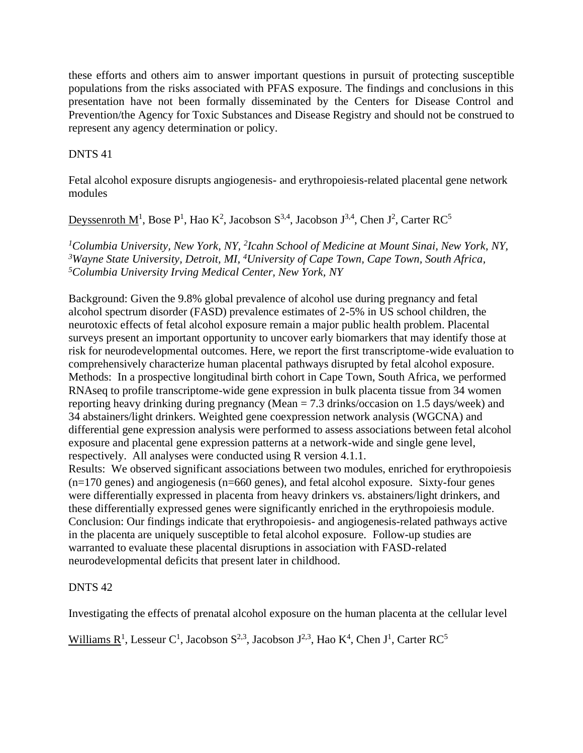these efforts and others aim to answer important questions in pursuit of protecting susceptible populations from the risks associated with PFAS exposure. The findings and conclusions in this presentation have not been formally disseminated by the Centers for Disease Control and Prevention/the Agency for Toxic Substances and Disease Registry and should not be construed to represent any agency determination or policy.

DNTS 41

Fetal alcohol exposure disrupts angiogenesis- and erythropoiesis-related placental gene network modules

Deyssenroth M[1], Bose P[1], Hao K[2], Jacobson S[3,4], Jacobson J[3,4], Chen J[2], Carter RC[5]

*[1]Columbia University, New York, NY, [2]Icahn School of Medicine at Mount Sinai, New York, NY, [3]Wayne State University, Detroit, MI, [4]University of Cape Town, Cape Town, South Africa, [5]Columbia University Irving Medical Center, New York, NY*

Background: Given the 9.8% global prevalence of alcohol use during pregnancy and fetal alcohol spectrum disorder (FASD) prevalence estimates of 2-5% in US school children, the neurotoxic effects of fetal alcohol exposure remain a major public health problem. Placental surveys present an important opportunity to uncover early biomarkers that may identify those at risk for neurodevelopmental outcomes. Here, we report the first transcriptome-wide evaluation to comprehensively characterize human placental pathways disrupted by fetal alcohol exposure.
Methods: In a prospective longitudinal birth cohort in Cape Town, South Africa, we performed RNAseq to profile transcriptome-wide gene expression in bulk placenta tissue from 34 women reporting heavy drinking during pregnancy (Mean = 7.3 drinks/occasion on 1.5 days/week) and 34 abstainers/light drinkers. Weighted gene coexpression network analysis (WGCNA) and differential gene expression analysis were performed to assess associations between fetal alcohol exposure and placental gene expression patterns at a network-wide and single gene level, respectively. All analyses were conducted using R version 4.1.1.
Results: We observed significant associations between two modules, enriched for erythropoiesis (n=170 genes) and angiogenesis (n=660 genes), and fetal alcohol exposure. Sixty-four genes were differentially expressed in placenta from heavy drinkers vs. abstainers/light drinkers, and these differentially expressed genes were significantly enriched in the erythropoiesis module.
Conclusion: Our findings indicate that erythropoiesis- and angiogenesis-related pathways active in the placenta are uniquely susceptible to fetal alcohol exposure. Follow-up studies are warranted to evaluate these placental disruptions in association with FASD-related neurodevelopmental deficits that present later in childhood.

DNTS 42

Investigating the effects of prenatal alcohol exposure on the human placenta at the cellular level

Williams R[1], Lesseur C[1], Jacobson S[2,3], Jacobson J[2,3], Hao K[4], Chen J[1], Carter RC[5]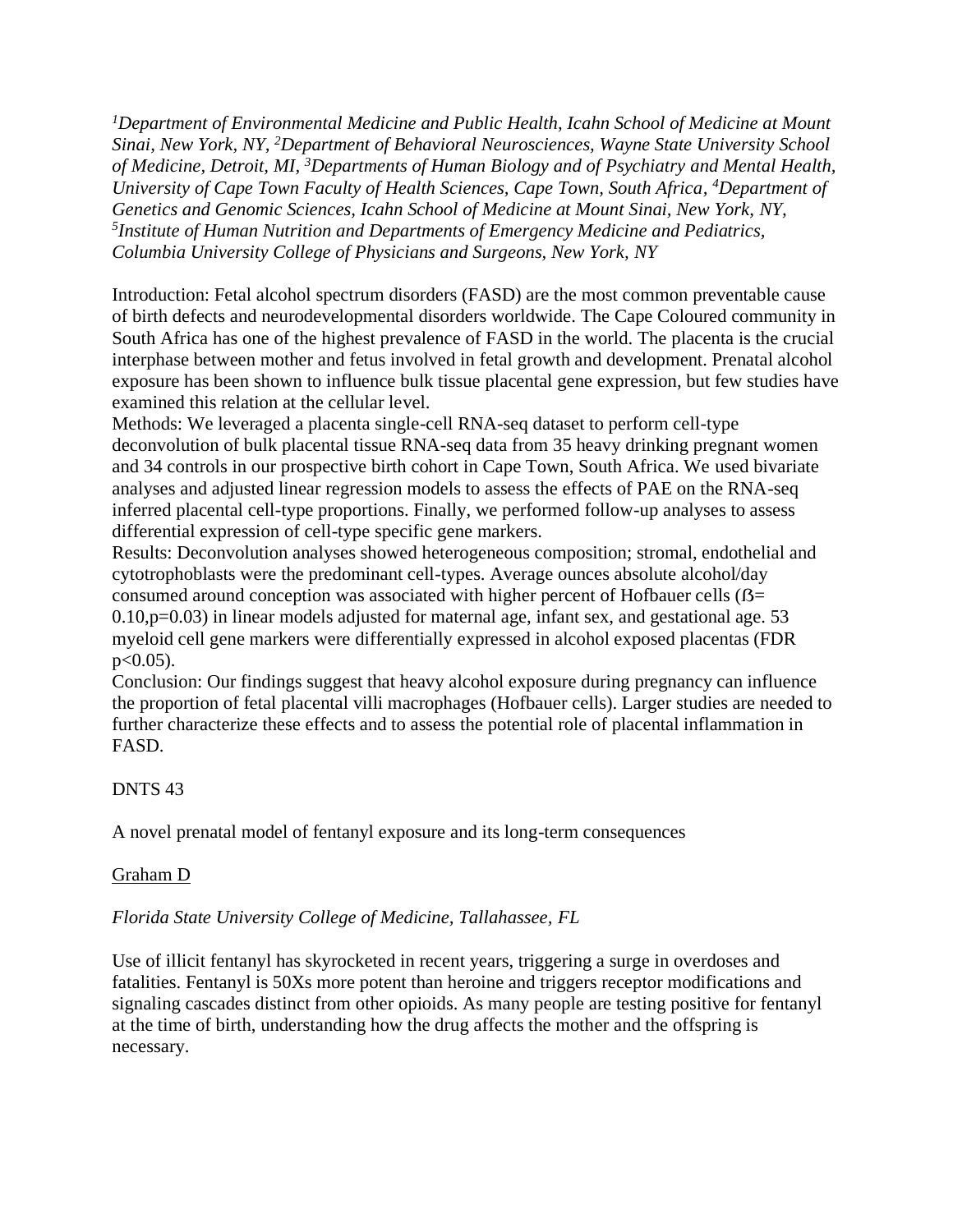*[1]Department of Environmental Medicine and Public Health, Icahn School of Medicine at Mount Sinai, New York, NY, [2]Department of Behavioral Neurosciences, Wayne State University School of Medicine, Detroit, MI, [3]Departments of Human Biology and of Psychiatry and Mental Health, University of Cape Town Faculty of Health Sciences, Cape Town, South Africa, [4]Department of Genetics and Genomic Sciences, Icahn School of Medicine at Mount Sinai, New York, NY, [5]Institute of Human Nutrition and Departments of Emergency Medicine and Pediatrics, Columbia University College of Physicians and Surgeons, New York, NY*

Introduction: Fetal alcohol spectrum disorders (FASD) are the most common preventable cause of birth defects and neurodevelopmental disorders worldwide. The Cape Coloured community in South Africa has one of the highest prevalence of FASD in the world. The placenta is the crucial interphase between mother and fetus involved in fetal growth and development. Prenatal alcohol exposure has been shown to influence bulk tissue placental gene expression, but few studies have examined this relation at the cellular level.
Methods: We leveraged a placenta single-cell RNA-seq dataset to perform cell-type deconvolution of bulk placental tissue RNA-seq data from 35 heavy drinking pregnant women and 34 controls in our prospective birth cohort in Cape Town, South Africa. We used bivariate analyses and adjusted linear regression models to assess the effects of PAE on the RNA-seq inferred placental cell-type proportions. Finally, we performed follow-up analyses to assess differential expression of cell-type specific gene markers.
Results: Deconvolution analyses showed heterogeneous composition; stromal, endothelial and cytotrophoblasts were the predominant cell-types. Average ounces absolute alcohol/day consumed around conception was associated with higher percent of Hofbauer cells ($\beta = 0.10, p = 0.03$) in linear models adjusted for maternal age, infant sex, and gestational age. 53 myeloid cell gene markers were differentially expressed in alcohol exposed placentas (FDR $p < 0.05$).
Conclusion: Our findings suggest that heavy alcohol exposure during pregnancy can influence the proportion of fetal placental villi macrophages (Hofbauer cells). Larger studies are needed to further characterize these effects and to assess the potential role of placental inflammation in FASD.

DNTS 43

A novel prenatal model of fentanyl exposure and its long-term consequences

Graham D

*Florida State University College of Medicine, Tallahassee, FL*

Use of illicit fentanyl has skyrocketed in recent years, triggering a surge in overdoses and fatalities. Fentanyl is 50Xs more potent than heroine and triggers receptor modifications and signaling cascades distinct from other opioids. As many people are testing positive for fentanyl at the time of birth, understanding how the drug affects the mother and the offspring is necessary.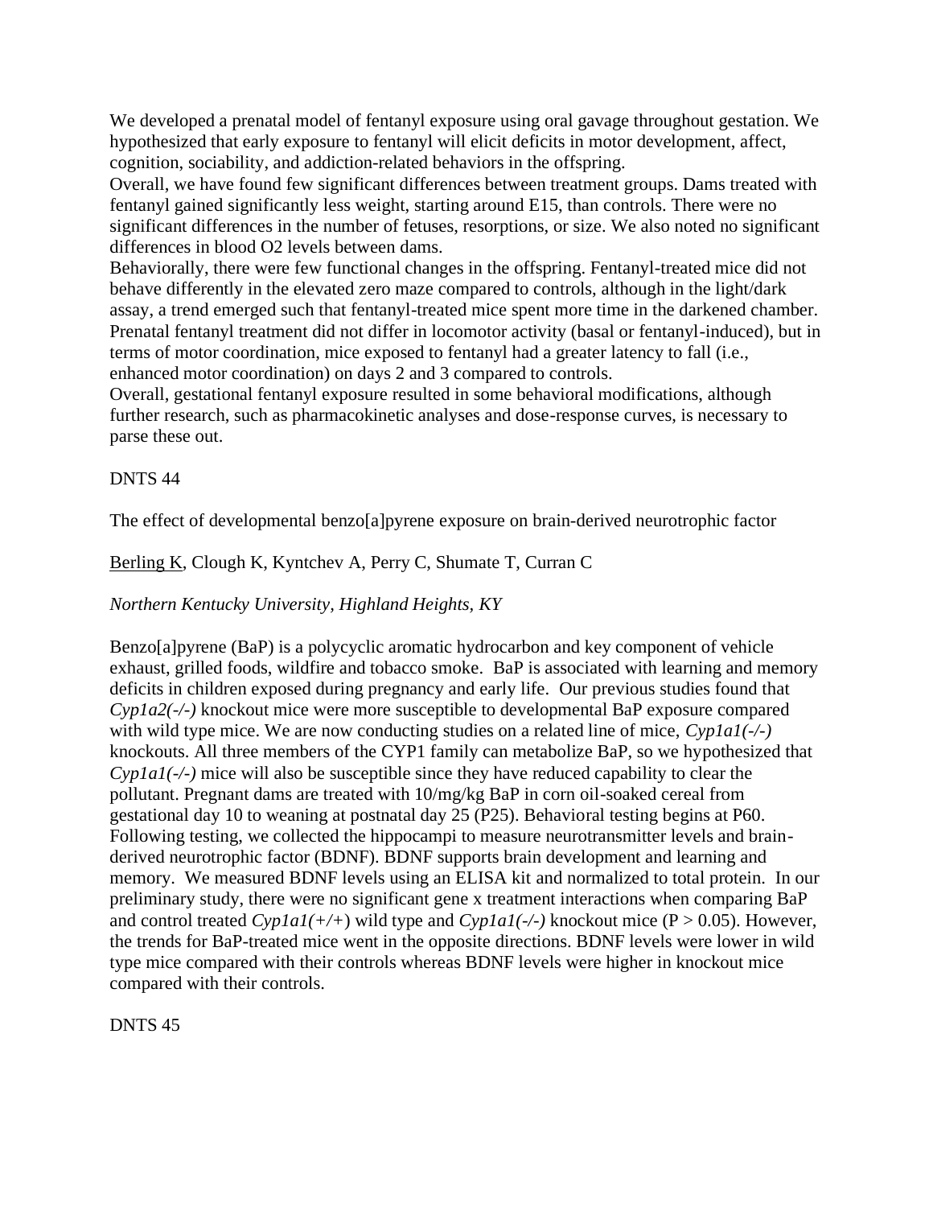We developed a prenatal model of fentanyl exposure using oral gavage throughout gestation. We hypothesized that early exposure to fentanyl will elicit deficits in motor development, affect, cognition, sociability, and addiction-related behaviors in the offspring.

Overall, we have found few significant differences between treatment groups. Dams treated with fentanyl gained significantly less weight, starting around E15, than controls. There were no significant differences in the number of fetuses, resorptions, or size. We also noted no significant differences in blood O2 levels between dams.

Behaviorally, there were few functional changes in the offspring. Fentanyl-treated mice did not behave differently in the elevated zero maze compared to controls, although in the light/dark assay, a trend emerged such that fentanyl-treated mice spent more time in the darkened chamber. Prenatal fentanyl treatment did not differ in locomotor activity (basal or fentanyl-induced), but in terms of motor coordination, mice exposed to fentanyl had a greater latency to fall (i.e., enhanced motor coordination) on days 2 and 3 compared to controls.

Overall, gestational fentanyl exposure resulted in some behavioral modifications, although further research, such as pharmacokinetic analyses and dose-response curves, is necessary to parse these out.

DNTS 44

The effect of developmental benzo[a]pyrene exposure on brain-derived neurotrophic factor

Berling K, Clough K, Kyntchev A, Perry C, Shumate T, Curran C

*Northern Kentucky University, Highland Heights, KY*

Benzo[a]pyrene (BaP) is a polycyclic aromatic hydrocarbon and key component of vehicle exhaust, grilled foods, wildfire and tobacco smoke. BaP is associated with learning and memory deficits in children exposed during pregnancy and early life. Our previous studies found that *Cyp1a2(-/-)* knockout mice were more susceptible to developmental BaP exposure compared with wild type mice. We are now conducting studies on a related line of mice, *Cyp1a1(-/-)* knockouts. All three members of the CYP1 family can metabolize BaP, so we hypothesized that *Cyp1a1(-/-)* mice will also be susceptible since they have reduced capability to clear the pollutant. Pregnant dams are treated with 10/mg/kg BaP in corn oil-soaked cereal from gestational day 10 to weaning at postnatal day 25 (P25). Behavioral testing begins at P60. Following testing, we collected the hippocampi to measure neurotransmitter levels and brain-derived neurotrophic factor (BDNF). BDNF supports brain development and learning and memory. We measured BDNF levels using an ELISA kit and normalized to total protein. In our preliminary study, there were no significant gene x treatment interactions when comparing BaP and control treated *Cyp1a1(+/+)* wild type and *Cyp1a1(-/-)* knockout mice ($P > 0.05$). However, the trends for BaP-treated mice went in the opposite directions. BDNF levels were lower in wild type mice compared with their controls whereas BDNF levels were higher in knockout mice compared with their controls.

DNTS 45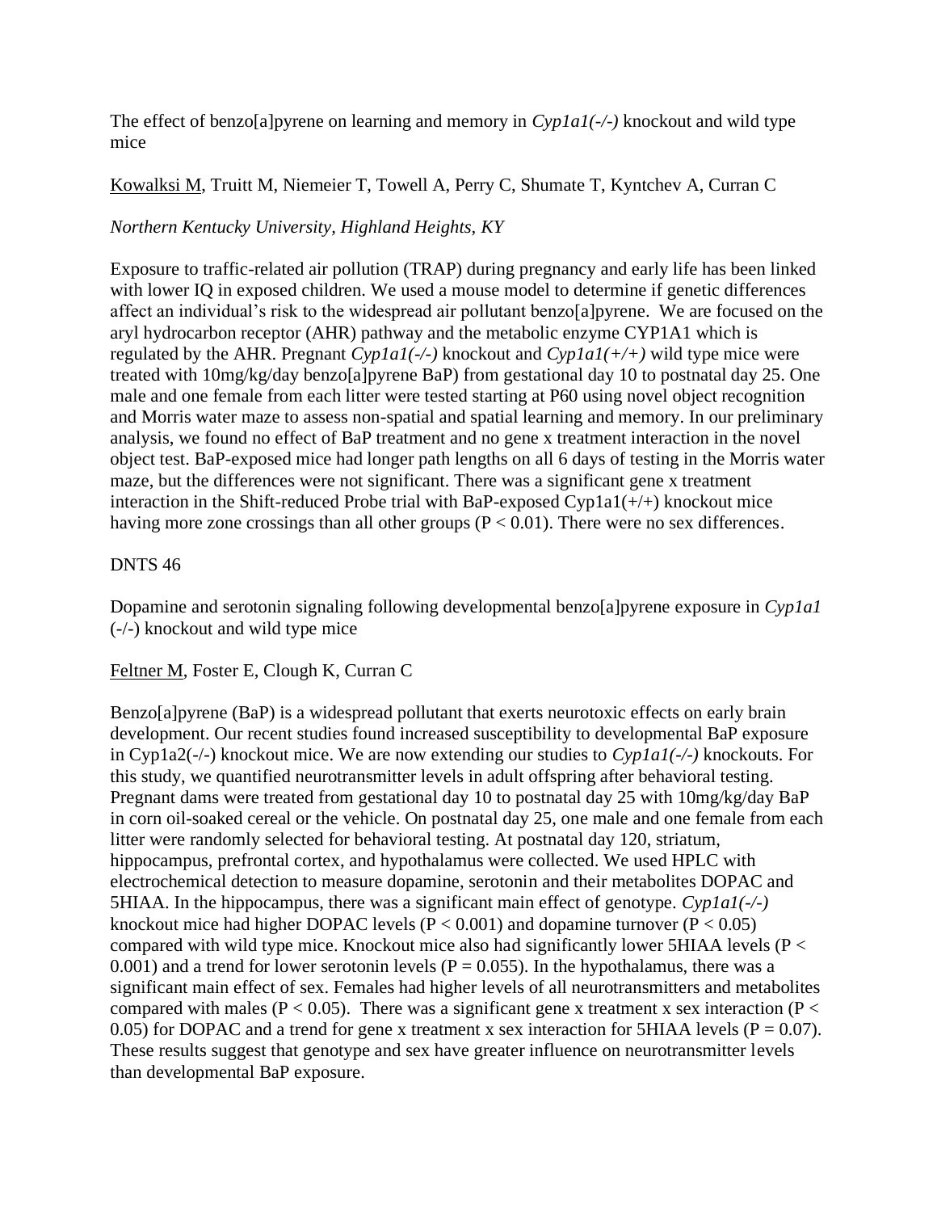The effect of benzo[a]pyrene on learning and memory in *Cyp1a1(-/-)* knockout and wild type mice

Kowalksi M, Truitt M, Niemeier T, Towell A, Perry C, Shumate T, Kyntchev A, Curran C

*Northern Kentucky University, Highland Heights, KY*

Exposure to traffic-related air pollution (TRAP) during pregnancy and early life has been linked with lower IQ in exposed children. We used a mouse model to determine if genetic differences affect an individual's risk to the widespread air pollutant benzo[a]pyrene. We are focused on the aryl hydrocarbon receptor (AHR) pathway and the metabolic enzyme CYP1A1 which is regulated by the AHR. Pregnant *Cyp1a1(-/-)* knockout and *Cyp1a1(+/+)* wild type mice were treated with 10mg/kg/day benzo[a]pyrene BaP) from gestational day 10 to postnatal day 25. One male and one female from each litter were tested starting at P60 using novel object recognition and Morris water maze to assess non-spatial and spatial learning and memory. In our preliminary analysis, we found no effect of BaP treatment and no gene x treatment interaction in the novel object test. BaP-exposed mice had longer path lengths on all 6 days of testing in the Morris water maze, but the differences were not significant. There was a significant gene x treatment interaction in the Shift-reduced Probe trial with BaP-exposed Cyp1a1(+/+) knockout mice having more zone crossings than all other groups ($P < 0.01$). There were no sex differences.

DNTS 46

Dopamine and serotonin signaling following developmental benzo[a]pyrene exposure in *Cyp1a1* (-/-) knockout and wild type mice

Feltner M, Foster E, Clough K, Curran C

Benzo[a]pyrene (BaP) is a widespread pollutant that exerts neurotoxic effects on early brain development. Our recent studies found increased susceptibility to developmental BaP exposure in Cyp1a2(-/-) knockout mice. We are now extending our studies to *Cyp1a1(-/-)* knockouts. For this study, we quantified neurotransmitter levels in adult offspring after behavioral testing. Pregnant dams were treated from gestational day 10 to postnatal day 25 with 10mg/kg/day BaP in corn oil-soaked cereal or the vehicle. On postnatal day 25, one male and one female from each litter were randomly selected for behavioral testing. At postnatal day 120, striatum, hippocampus, prefrontal cortex, and hypothalamus were collected. We used HPLC with electrochemical detection to measure dopamine, serotonin and their metabolites DOPAC and 5HIAA. In the hippocampus, there was a significant main effect of genotype. *Cyp1a1(-/-)* knockout mice had higher DOPAC levels ($P < 0.001$) and dopamine turnover ($P < 0.05$) compared with wild type mice. Knockout mice also had significantly lower 5HIAA levels ($P < 0.001$) and a trend for lower serotonin levels ($P = 0.055$). In the hypothalamus, there was a significant main effect of sex. Females had higher levels of all neurotransmitters and metabolites compared with males ($P < 0.05$). There was a significant gene x treatment x sex interaction ($P < 0.05$) for DOPAC and a trend for gene x treatment x sex interaction for 5HIAA levels ($P = 0.07$). These results suggest that genotype and sex have greater influence on neurotransmitter levels than developmental BaP exposure.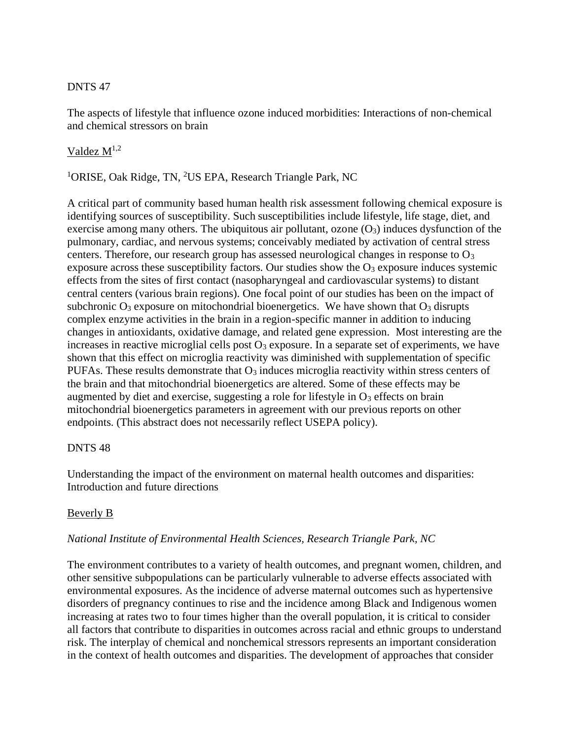DNTS 47

The aspects of lifestyle that influence ozone induced morbidities: Interactions of non-chemical and chemical stressors on brain

Valdez M[1,2]

[1]ORISE, Oak Ridge, TN, [2]US EPA, Research Triangle Park, NC

A critical part of community based human health risk assessment following chemical exposure is identifying sources of susceptibility. Such susceptibilities include lifestyle, life stage, diet, and exercise among many others. The ubiquitous air pollutant, ozone ($O_3$) induces dysfunction of the pulmonary, cardiac, and nervous systems; conceivably mediated by activation of central stress centers. Therefore, our research group has assessed neurological changes in response to $O_3$ exposure across these susceptibility factors. Our studies show the $O_3$ exposure induces systemic effects from the sites of first contact (nasopharyngeal and cardiovascular systems) to distant central centers (various brain regions). One focal point of our studies has been on the impact of subchronic $O_3$ exposure on mitochondrial bioenergetics. We have shown that $O_3$ disrupts complex enzyme activities in the brain in a region-specific manner in addition to inducing changes in antioxidants, oxidative damage, and related gene expression. Most interesting are the increases in reactive microglial cells post $O_3$ exposure. In a separate set of experiments, we have shown that this effect on microglia reactivity was diminished with supplementation of specific PUFAs. These results demonstrate that $O_3$ induces microglia reactivity within stress centers of the brain and that mitochondrial bioenergetics are altered. Some of these effects may be augmented by diet and exercise, suggesting a role for lifestyle in $O_3$ effects on brain mitochondrial bioenergetics parameters in agreement with our previous reports on other endpoints. (This abstract does not necessarily reflect USEPA policy).

DNTS 48

Understanding the impact of the environment on maternal health outcomes and disparities: Introduction and future directions

Beverly B

*National Institute of Environmental Health Sciences, Research Triangle Park, NC*

The environment contributes to a variety of health outcomes, and pregnant women, children, and other sensitive subpopulations can be particularly vulnerable to adverse effects associated with environmental exposures. As the incidence of adverse maternal outcomes such as hypertensive disorders of pregnancy continues to rise and the incidence among Black and Indigenous women increasing at rates two to four times higher than the overall population, it is critical to consider all factors that contribute to disparities in outcomes across racial and ethnic groups to understand risk. The interplay of chemical and nonchemical stressors represents an important consideration in the context of health outcomes and disparities. The development of approaches that consider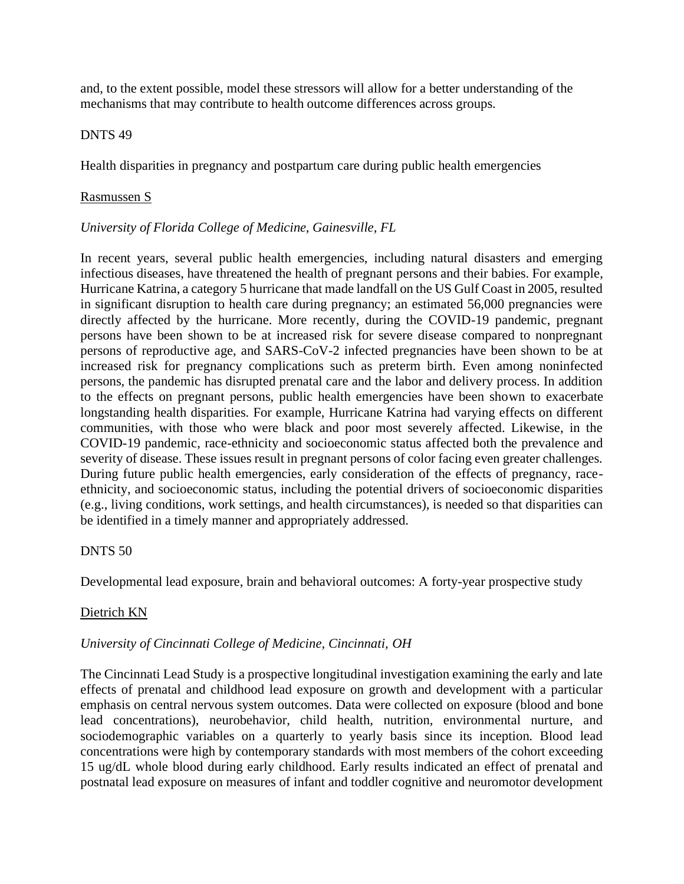and, to the extent possible, model these stressors will allow for a better understanding of the mechanisms that may contribute to health outcome differences across groups.

DNTS 49

Health disparities in pregnancy and postpartum care during public health emergencies

Rasmussen S

*University of Florida College of Medicine, Gainesville, FL*

In recent years, several public health emergencies, including natural disasters and emerging infectious diseases, have threatened the health of pregnant persons and their babies. For example, Hurricane Katrina, a category 5 hurricane that made landfall on the US Gulf Coast in 2005, resulted in significant disruption to health care during pregnancy; an estimated 56,000 pregnancies were directly affected by the hurricane. More recently, during the COVID-19 pandemic, pregnant persons have been shown to be at increased risk for severe disease compared to nonpregnant persons of reproductive age, and SARS-CoV-2 infected pregnancies have been shown to be at increased risk for pregnancy complications such as preterm birth. Even among noninfected persons, the pandemic has disrupted prenatal care and the labor and delivery process. In addition to the effects on pregnant persons, public health emergencies have been shown to exacerbate longstanding health disparities. For example, Hurricane Katrina had varying effects on different communities, with those who were black and poor most severely affected. Likewise, in the COVID-19 pandemic, race-ethnicity and socioeconomic status affected both the prevalence and severity of disease. These issues result in pregnant persons of color facing even greater challenges. During future public health emergencies, early consideration of the effects of pregnancy, race-ethnicity, and socioeconomic status, including the potential drivers of socioeconomic disparities (e.g., living conditions, work settings, and health circumstances), is needed so that disparities can be identified in a timely manner and appropriately addressed.

DNTS 50

Developmental lead exposure, brain and behavioral outcomes: A forty-year prospective study

Dietrich KN

*University of Cincinnati College of Medicine, Cincinnati, OH*

The Cincinnati Lead Study is a prospective longitudinal investigation examining the early and late effects of prenatal and childhood lead exposure on growth and development with a particular emphasis on central nervous system outcomes. Data were collected on exposure (blood and bone lead concentrations), neurobehavior, child health, nutrition, environmental nurture, and sociodemographic variables on a quarterly to yearly basis since its inception. Blood lead concentrations were high by contemporary standards with most members of the cohort exceeding 15 ug/dL whole blood during early childhood. Early results indicated an effect of prenatal and postnatal lead exposure on measures of infant and toddler cognitive and neuromotor development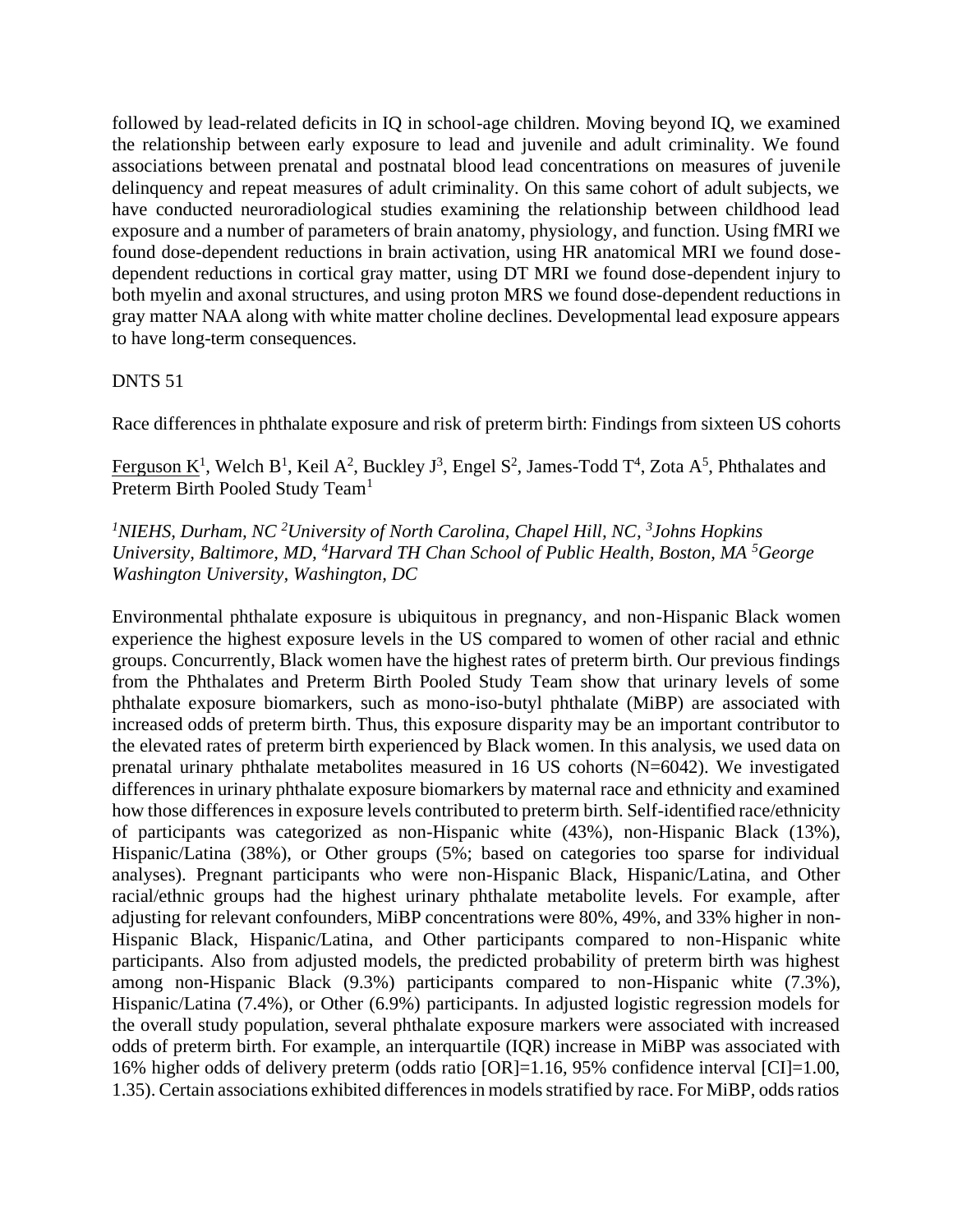followed by lead-related deficits in IQ in school-age children. Moving beyond IQ, we examined the relationship between early exposure to lead and juvenile and adult criminality. We found associations between prenatal and postnatal blood lead concentrations on measures of juvenile delinquency and repeat measures of adult criminality. On this same cohort of adult subjects, we have conducted neuroradiological studies examining the relationship between childhood lead exposure and a number of parameters of brain anatomy, physiology, and function. Using fMRI we found dose-dependent reductions in brain activation, using HR anatomical MRI we found dose-dependent reductions in cortical gray matter, using DT MRI we found dose-dependent injury to both myelin and axonal structures, and using proton MRS we found dose-dependent reductions in gray matter NAA along with white matter choline declines. Developmental lead exposure appears to have long-term consequences.

DNTS 51

Race differences in phthalate exposure and risk of preterm birth: Findings from sixteen US cohorts

Ferguson K[1], Welch B[1], Keil A[2], Buckley J[3], Engel S[2], James-Todd T[4], Zota A[5], Phthalates and Preterm Birth Pooled Study Team[1]

*[1]NIEHS, Durham, NC [2]University of North Carolina, Chapel Hill, NC, [3]Johns Hopkins University, Baltimore, MD, [4]Harvard TH Chan School of Public Health, Boston, MA [5]George Washington University, Washington, DC*

Environmental phthalate exposure is ubiquitous in pregnancy, and non-Hispanic Black women experience the highest exposure levels in the US compared to women of other racial and ethnic groups. Concurrently, Black women have the highest rates of preterm birth. Our previous findings from the Phthalates and Preterm Birth Pooled Study Team show that urinary levels of some phthalate exposure biomarkers, such as mono-iso-butyl phthalate (MiBP) are associated with increased odds of preterm birth. Thus, this exposure disparity may be an important contributor to the elevated rates of preterm birth experienced by Black women. In this analysis, we used data on prenatal urinary phthalate metabolites measured in 16 US cohorts (N=6042). We investigated differences in urinary phthalate exposure biomarkers by maternal race and ethnicity and examined how those differences in exposure levels contributed to preterm birth. Self-identified race/ethnicity of participants was categorized as non-Hispanic white (43%), non-Hispanic Black (13%), Hispanic/Latina (38%), or Other groups (5%; based on categories too sparse for individual analyses). Pregnant participants who were non-Hispanic Black, Hispanic/Latina, and Other racial/ethnic groups had the highest urinary phthalate metabolite levels. For example, after adjusting for relevant confounders, MiBP concentrations were 80%, 49%, and 33% higher in non-Hispanic Black, Hispanic/Latina, and Other participants compared to non-Hispanic white participants. Also from adjusted models, the predicted probability of preterm birth was highest among non-Hispanic Black (9.3%) participants compared to non-Hispanic white (7.3%), Hispanic/Latina (7.4%), or Other (6.9%) participants. In adjusted logistic regression models for the overall study population, several phthalate exposure markers were associated with increased odds of preterm birth. For example, an interquartile (IQR) increase in MiBP was associated with 16% higher odds of delivery preterm (odds ratio [OR]=1.16, 95% confidence interval [CI]=1.00, 1.35). Certain associations exhibited differences in models stratified by race. For MiBP, odds ratios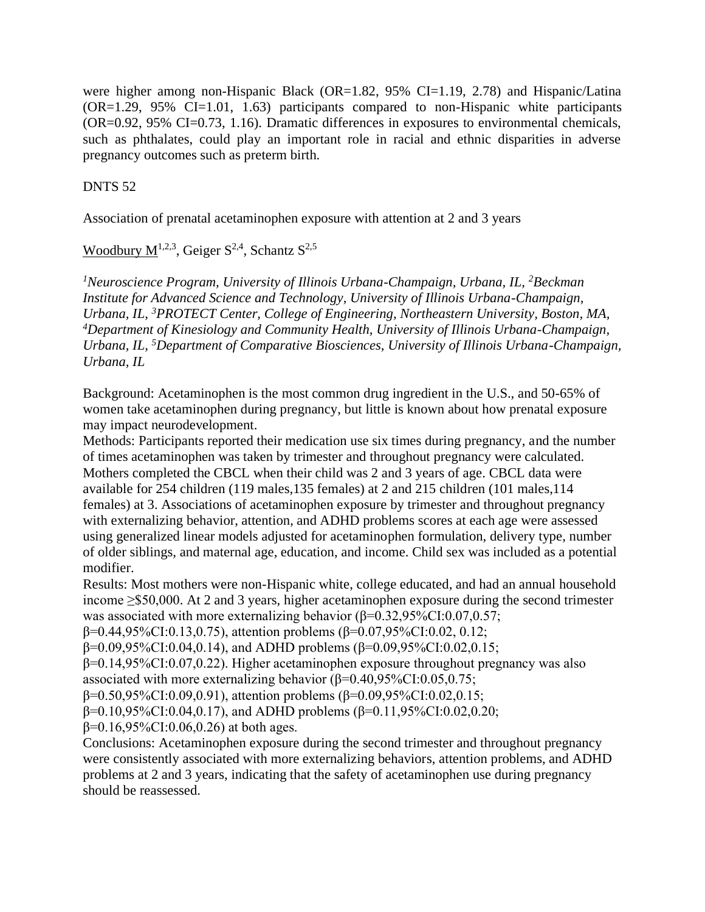were higher among non-Hispanic Black (OR=1.82, 95% CI=1.19, 2.78) and Hispanic/Latina (OR=1.29, 95% CI=1.01, 1.63) participants compared to non-Hispanic white participants (OR=0.92, 95% CI=0.73, 1.16). Dramatic differences in exposures to environmental chemicals, such as phthalates, could play an important role in racial and ethnic disparities in adverse pregnancy outcomes such as preterm birth.

DNTS 52

Association of prenatal acetaminophen exposure with attention at 2 and 3 years

Woodbury M[1,2,3], Geiger S[2,4], Schantz S[2,5]

*[1]Neuroscience Program, University of Illinois Urbana-Champaign, Urbana, IL, [2]Beckman Institute for Advanced Science and Technology, University of Illinois Urbana-Champaign, Urbana, IL, [3]PROTECT Center, College of Engineering, Northeastern University, Boston, MA, [4]Department of Kinesiology and Community Health, University of Illinois Urbana-Champaign, Urbana, IL, [5]Department of Comparative Biosciences, University of Illinois Urbana-Champaign, Urbana, IL*

Background: Acetaminophen is the most common drug ingredient in the U.S., and 50-65% of women take acetaminophen during pregnancy, but little is known about how prenatal exposure may impact neurodevelopment.

Methods: Participants reported their medication use six times during pregnancy, and the number of times acetaminophen was taken by trimester and throughout pregnancy were calculated. Mothers completed the CBCL when their child was 2 and 3 years of age. CBCL data were available for 254 children (119 males,135 females) at 2 and 215 children (101 males,114 females) at 3. Associations of acetaminophen exposure by trimester and throughout pregnancy with externalizing behavior, attention, and ADHD problems scores at each age were assessed using generalized linear models adjusted for acetaminophen formulation, delivery type, number of older siblings, and maternal age, education, and income. Child sex was included as a potential modifier.

Results: Most mothers were non-Hispanic white, college educated, and had an annual household income ≥\$50,000. At 2 and 3 years, higher acetaminophen exposure during the second trimester was associated with more externalizing behavior ($\beta$=0.32,95%CI:0.07,0.57; $\beta$=0.44,95%CI:0.13,0.75), attention problems ($\beta$=0.07,95%CI:0.02, 0.12; $\beta$=0.09,95%CI:0.04,0.14), and ADHD problems ($\beta$=0.09,95%CI:0.02,0.15; $\beta$=0.14,95%CI:0.07,0.22). Higher acetaminophen exposure throughout pregnancy was also associated with more externalizing behavior ($\beta$=0.40,95%CI:0.05,0.75; $\beta$=0.50,95%CI:0.09,0.91), attention problems ($\beta$=0.09,95%CI:0.02,0.15; $\beta$=0.10,95%CI:0.04,0.17), and ADHD problems ($\beta$=0.11,95%CI:0.02,0.20; $\beta$=0.16,95%CI:0.06,0.26) at both ages.

Conclusions: Acetaminophen exposure during the second trimester and throughout pregnancy were consistently associated with more externalizing behaviors, attention problems, and ADHD problems at 2 and 3 years, indicating that the safety of acetaminophen use during pregnancy should be reassessed.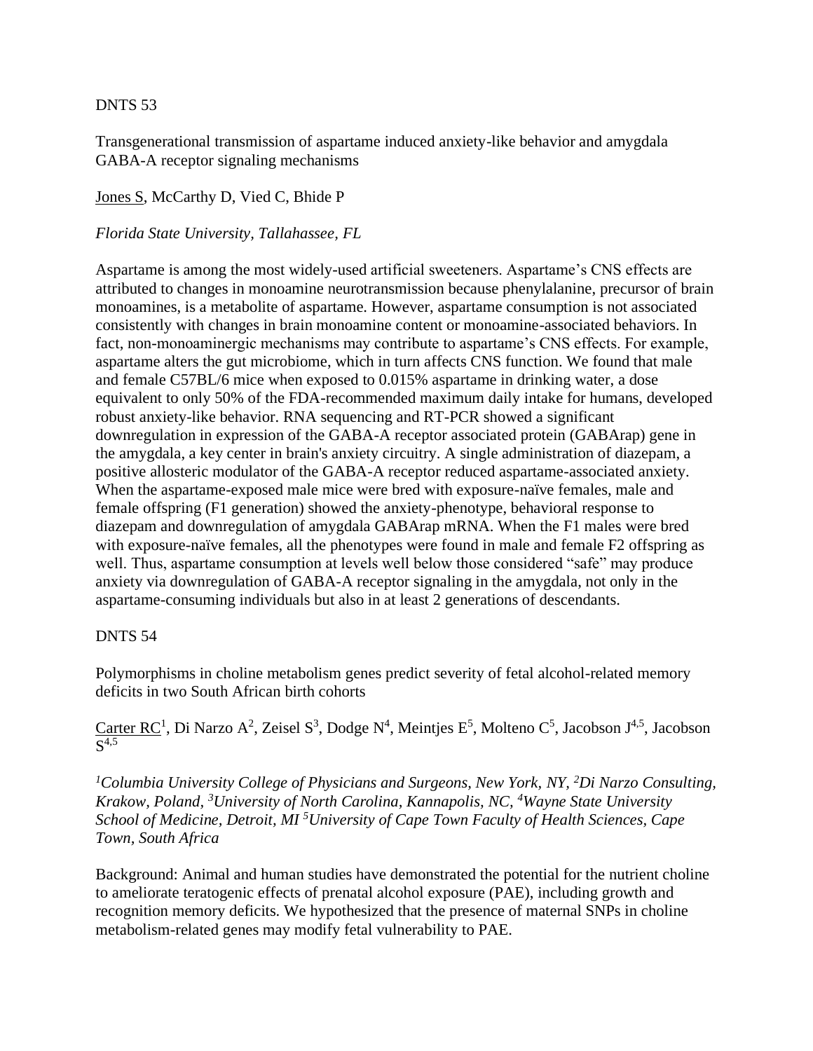DNTS 53

Transgenerational transmission of aspartame induced anxiety-like behavior and amygdala GABA-A receptor signaling mechanisms

Jones S, McCarthy D, Vied C, Bhide P

*Florida State University, Tallahassee, FL*

Aspartame is among the most widely-used artificial sweeteners. Aspartame's CNS effects are attributed to changes in monoamine neurotransmission because phenylalanine, precursor of brain monoamines, is a metabolite of aspartame. However, aspartame consumption is not associated consistently with changes in brain monoamine content or monoamine-associated behaviors. In fact, non-monoaminergic mechanisms may contribute to aspartame's CNS effects. For example, aspartame alters the gut microbiome, which in turn affects CNS function. We found that male and female C57BL/6 mice when exposed to 0.015% aspartame in drinking water, a dose equivalent to only 50% of the FDA-recommended maximum daily intake for humans, developed robust anxiety-like behavior. RNA sequencing and RT-PCR showed a significant downregulation in expression of the GABA-A receptor associated protein (GABArap) gene in the amygdala, a key center in brain's anxiety circuitry. A single administration of diazepam, a positive allosteric modulator of the GABA-A receptor reduced aspartame-associated anxiety. When the aspartame-exposed male mice were bred with exposure-naïve females, male and female offspring (F1 generation) showed the anxiety-phenotype, behavioral response to diazepam and downregulation of amygdala GABArap mRNA. When the F1 males were bred with exposure-naïve females, all the phenotypes were found in male and female F2 offspring as well. Thus, aspartame consumption at levels well below those considered "safe" may produce anxiety via downregulation of GABA-A receptor signaling in the amygdala, not only in the aspartame-consuming individuals but also in at least 2 generations of descendants.

DNTS 54

Polymorphisms in choline metabolism genes predict severity of fetal alcohol-related memory deficits in two South African birth cohorts

Carter RC[1], Di Narzo A[2], Zeisel S[3], Dodge N[4], Meintjes E[5], Molteno C[5], Jacobson J[4,5], Jacobson S[4,5]

*[1]Columbia University College of Physicians and Surgeons, New York, NY, [2]Di Narzo Consulting, Krakow, Poland, [3]University of North Carolina, Kannapolis, NC, [4]Wayne State University School of Medicine, Detroit, MI [5]University of Cape Town Faculty of Health Sciences, Cape Town, South Africa*

Background: Animal and human studies have demonstrated the potential for the nutrient choline to ameliorate teratogenic effects of prenatal alcohol exposure (PAE), including growth and recognition memory deficits. We hypothesized that the presence of maternal SNPs in choline metabolism-related genes may modify fetal vulnerability to PAE.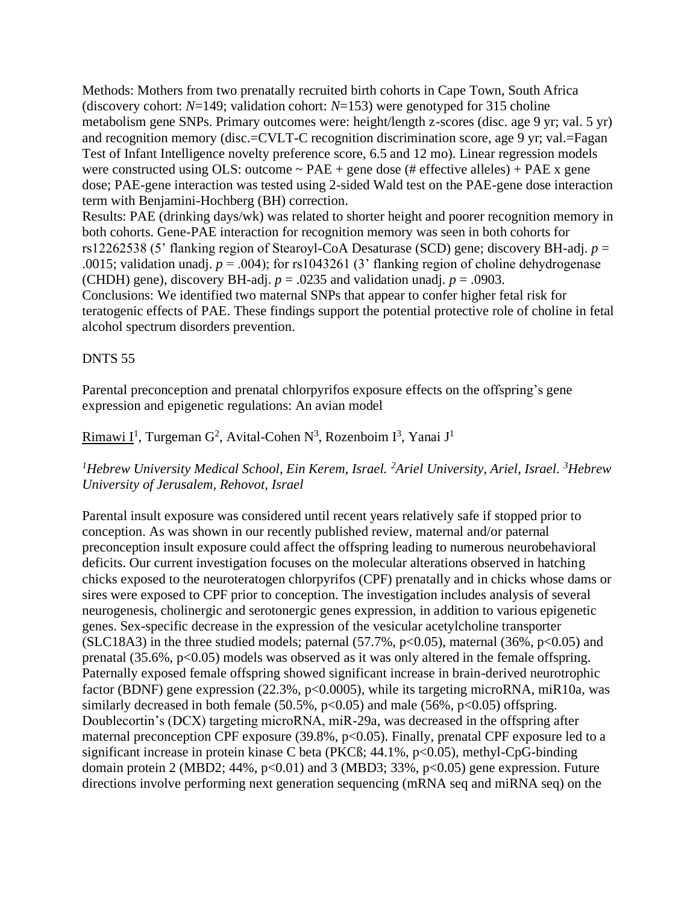Methods: Mothers from two prenatally recruited birth cohorts in Cape Town, South Africa (discovery cohort: $N$=149; validation cohort: $N$=153) were genotyped for 315 choline metabolism gene SNPs. Primary outcomes were: height/length z-scores (disc. age 9 yr; val. 5 yr) and recognition memory (disc.=CVLT-C recognition discrimination score, age 9 yr; val.=Fagan Test of Infant Intelligence novelty preference score, 6.5 and 12 mo). Linear regression models were constructed using OLS: outcome ~ PAE + gene dose (# effective alleles) + PAE x gene dose; PAE-gene interaction was tested using 2-sided Wald test on the PAE-gene dose interaction term with Benjamini-Hochberg (BH) correction.

Results: PAE (drinking days/wk) was related to shorter height and poorer recognition memory in both cohorts. Gene-PAE interaction for recognition memory was seen in both cohorts for rs12262538 (5' flanking region of Stearoyl-CoA Desaturase (SCD) gene; discovery BH-adj. $p$ = .0015; validation unadj. $p$ = .004); for rs1043261 (3' flanking region of choline dehydrogenase (CHDH) gene), discovery BH-adj. $p$ = .0235 and validation unadj. $p$ = .0903.

Conclusions: We identified two maternal SNPs that appear to confer higher fetal risk for teratogenic effects of PAE. These findings support the potential protective role of choline in fetal alcohol spectrum disorders prevention.

DNTS 55

Parental preconception and prenatal chlorpyrifos exposure effects on the offspring's gene expression and epigenetic regulations: An avian model

Rimawi I[1], Turgeman G[2], Avital-Cohen N[3], Rozenboim I[3], Yanai J[1]

*[1]Hebrew University Medical School, Ein Kerem, Israel. [2]Ariel University, Ariel, Israel. [3]Hebrew University of Jerusalem, Rehovot, Israel*

Parental insult exposure was considered until recent years relatively safe if stopped prior to conception. As was shown in our recently published review, maternal and/or paternal preconception insult exposure could affect the offspring leading to numerous neurobehavioral deficits. Our current investigation focuses on the molecular alterations observed in hatching chicks exposed to the neuroteratogen chlorpyrifos (CPF) prenatally and in chicks whose dams or sires were exposed to CPF prior to conception. The investigation includes analysis of several neurogenesis, cholinergic and serotonergic genes expression, in addition to various epigenetic genes. Sex-specific decrease in the expression of the vesicular acetylcholine transporter (SLC18A3) in the three studied models; paternal (57.7%, $p<0.05$), maternal (36%, $p<0.05$) and prenatal (35.6%, $p<0.05$) models was observed as it was only altered in the female offspring. Paternally exposed female offspring showed significant increase in brain-derived neurotrophic factor (BDNF) gene expression (22.3%, $p<0.0005$), while its targeting microRNA, miR10a, was similarly decreased in both female (50.5%, $p<0.05$) and male (56%, $p<0.05$) offspring. Doublecortin's (DCX) targeting microRNA, miR-29a, was decreased in the offspring after maternal preconception CPF exposure (39.8%, $p<0.05$). Finally, prenatal CPF exposure led to a significant increase in protein kinase C beta (PKCß; 44.1%, $p<0.05$), methyl-CpG-binding domain protein 2 (MBD2; 44%, $p<0.01$) and 3 (MBD3; 33%, $p<0.05$) gene expression. Future directions involve performing next generation sequencing (mRNA seq and miRNA seq) on the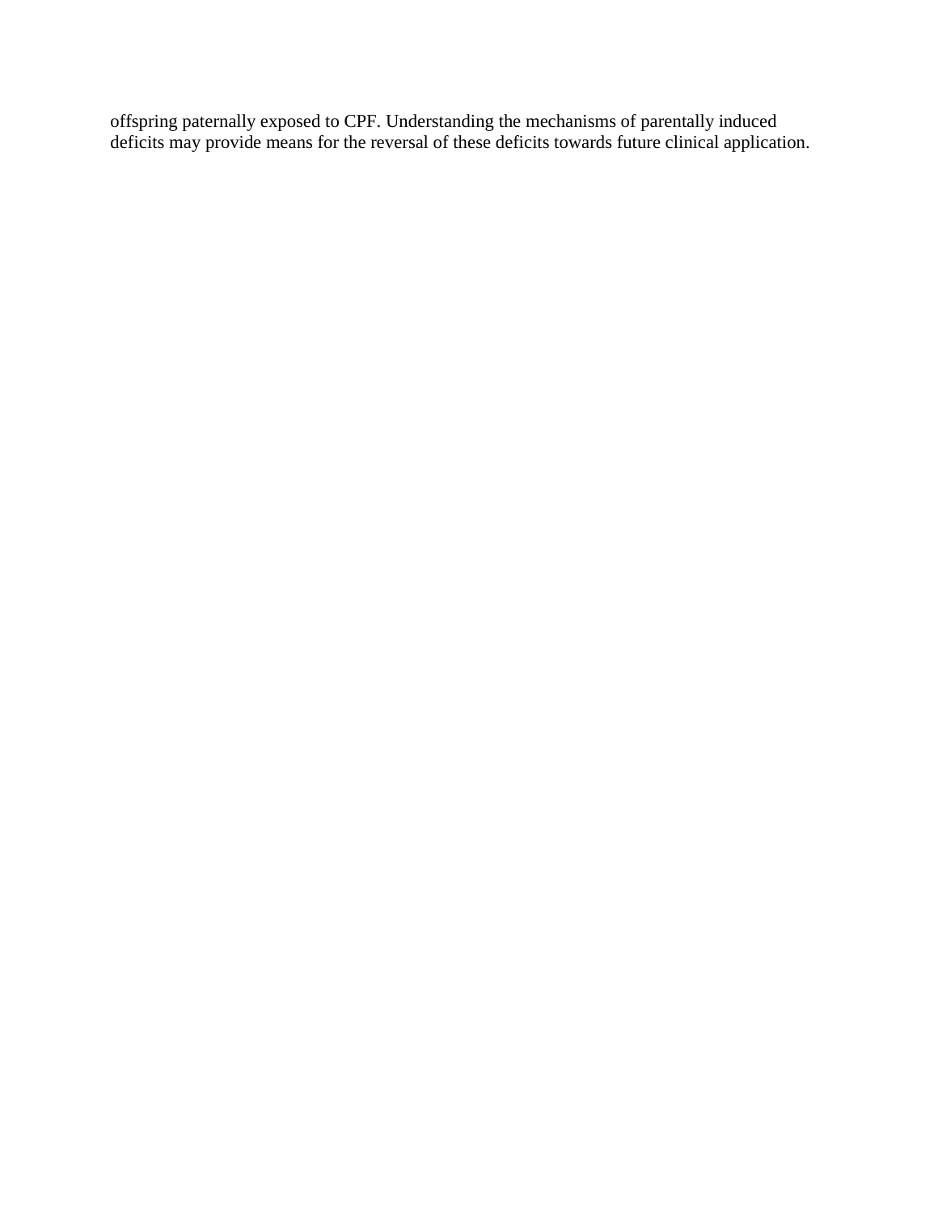offspring paternally exposed to CPF. Understanding the mechanisms of parentally induced deficits may provide means for the reversal of these deficits towards future clinical application.